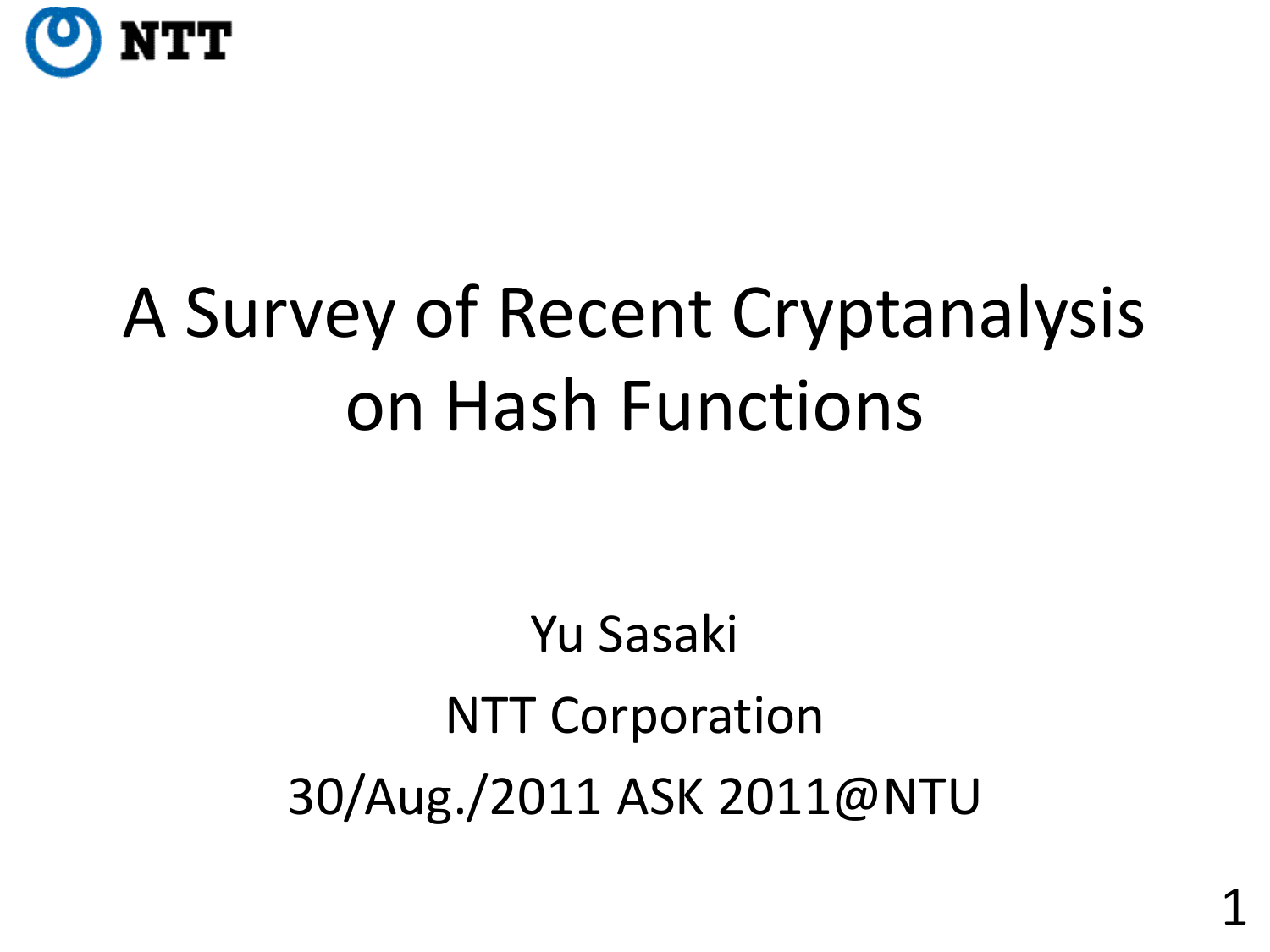NTT

# A Survey of Recent Cryptanalysis on Hash Functions

Yu Sasaki

NTT Corporation

30/Aug./2011 ASK 2011@NTU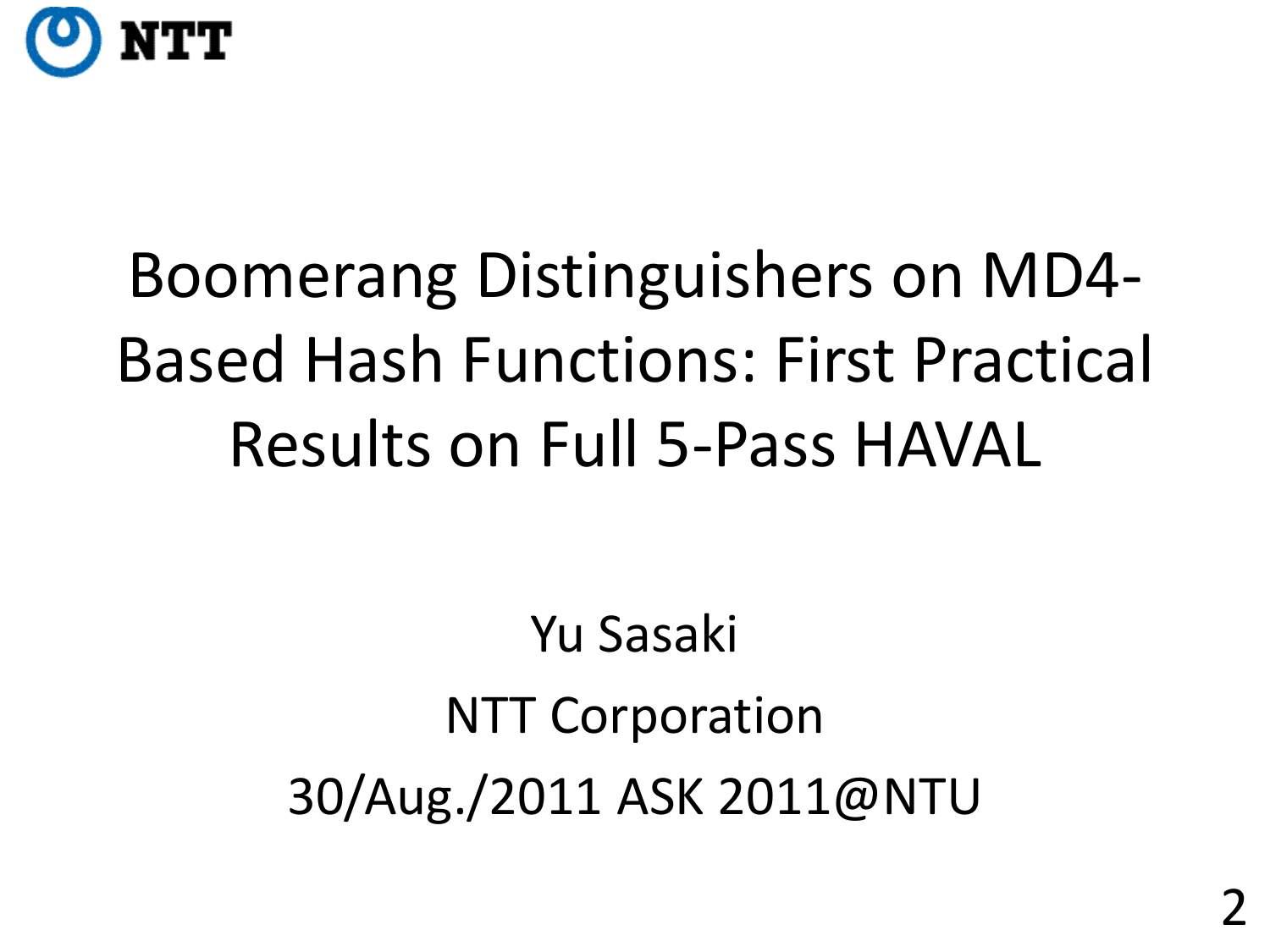# Boomerang Distinguishers on MD4-Based Hash Functions: First Practical Results on Full 5-Pass HAVAL

Yu Sasaki

NTT Corporation

30/Aug./2011 ASK 2011@NTU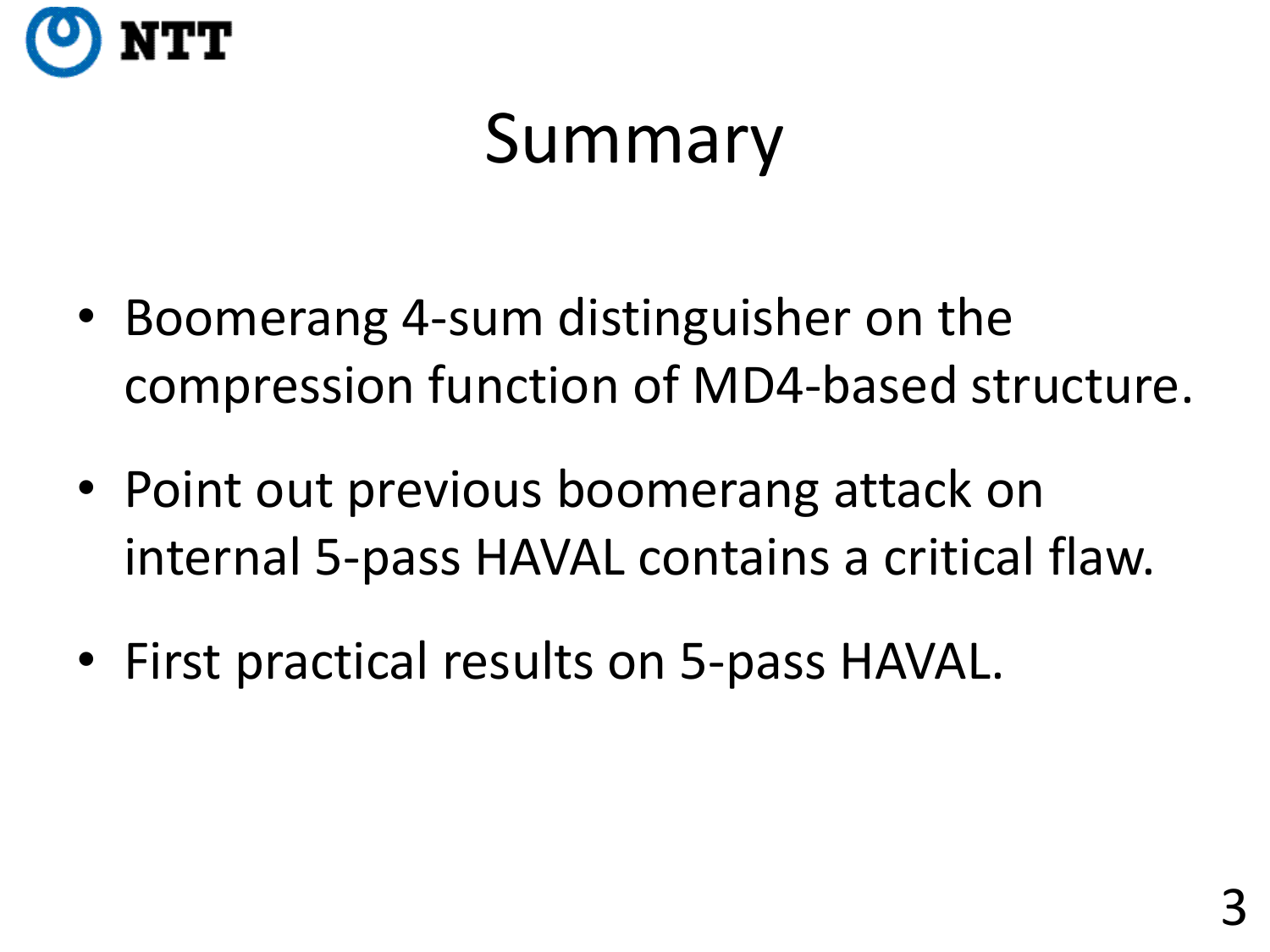# Summary

- Boomerang 4-sum distinguisher on the compression function of MD4-based structure.
- Point out previous boomerang attack on internal 5-pass HAVAL contains a critical flaw.
- First practical results on 5-pass HAVAL.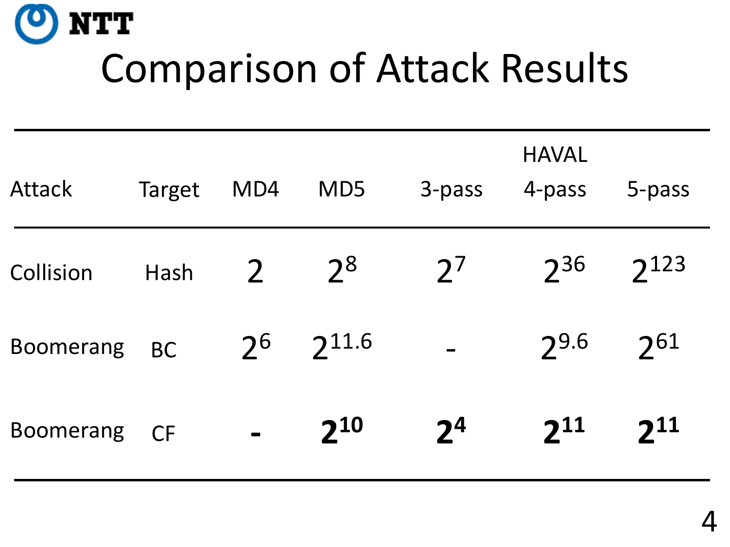# Comparison of Attack Results

| Attack | Target | MD4 | MD5 | HAVAL 3-pass | HAVAL 4-pass | HAVAL 5-pass |
|---|---|---|---|---|---|---|
| Collision | Hash | $2$ | $2^{8}$ | $2^{7}$ | $2^{36}$ | $2^{123}$ |
| Boomerang | BC | $2^{6}$ | $2^{11.6}$ | - | $2^{9.6}$ | $2^{61}$ |
| Boomerang | CF | - | $\mathbf{2^{10}}$ | $\mathbf{2^{4}}$ | $\mathbf{2^{11}}$ | $\mathbf{2^{11}}$ |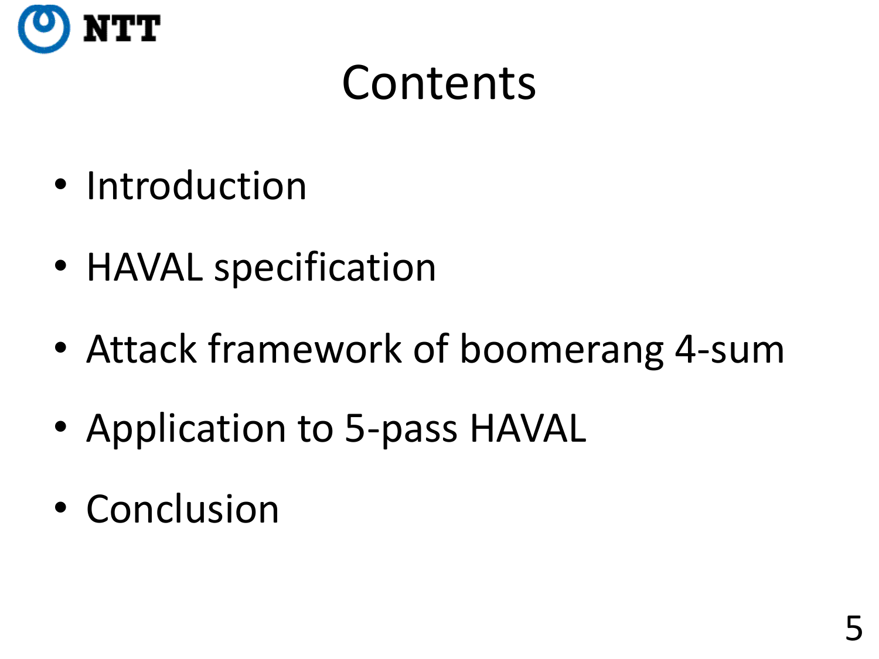# Contents

- Introduction
- HAVAL specification
- Attack framework of boomerang 4-sum
- Application to 5-pass HAVAL
- Conclusion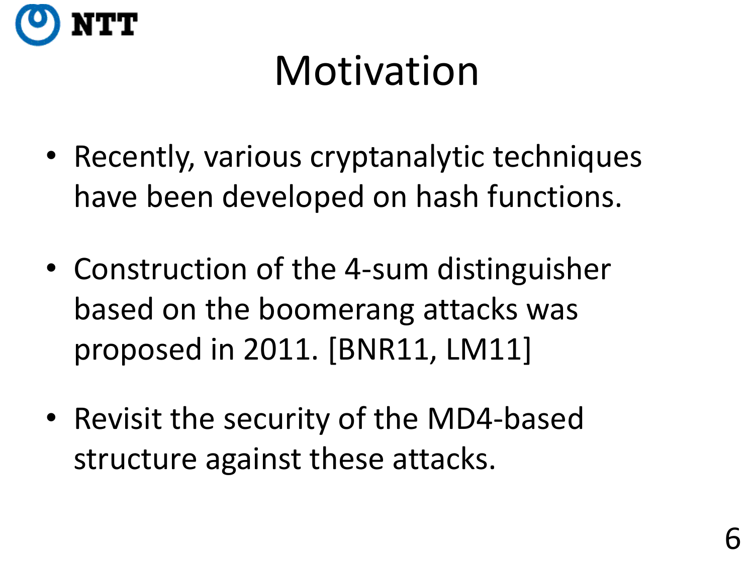# Motivation

- Recently, various cryptanalytic techniques have been developed on hash functions.
- Construction of the 4-sum distinguisher based on the boomerang attacks was proposed in 2011. [BNR11, LM11]
- Revisit the security of the MD4-based structure against these attacks.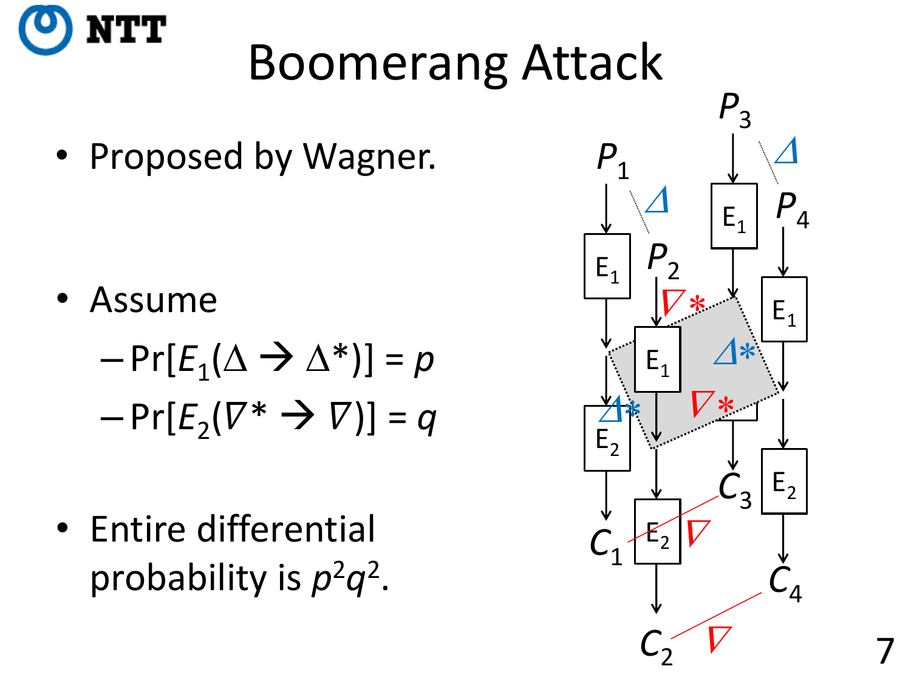# Boomerang Attack

- Proposed by Wagner.
- Assume
  - $\Pr[E_1(\Delta \rightarrow \Delta^*)] = p$
  - $\Pr[E_2(\nabla^* \rightarrow \nabla)] = q$
- Entire differential probability is $p^2q^2$.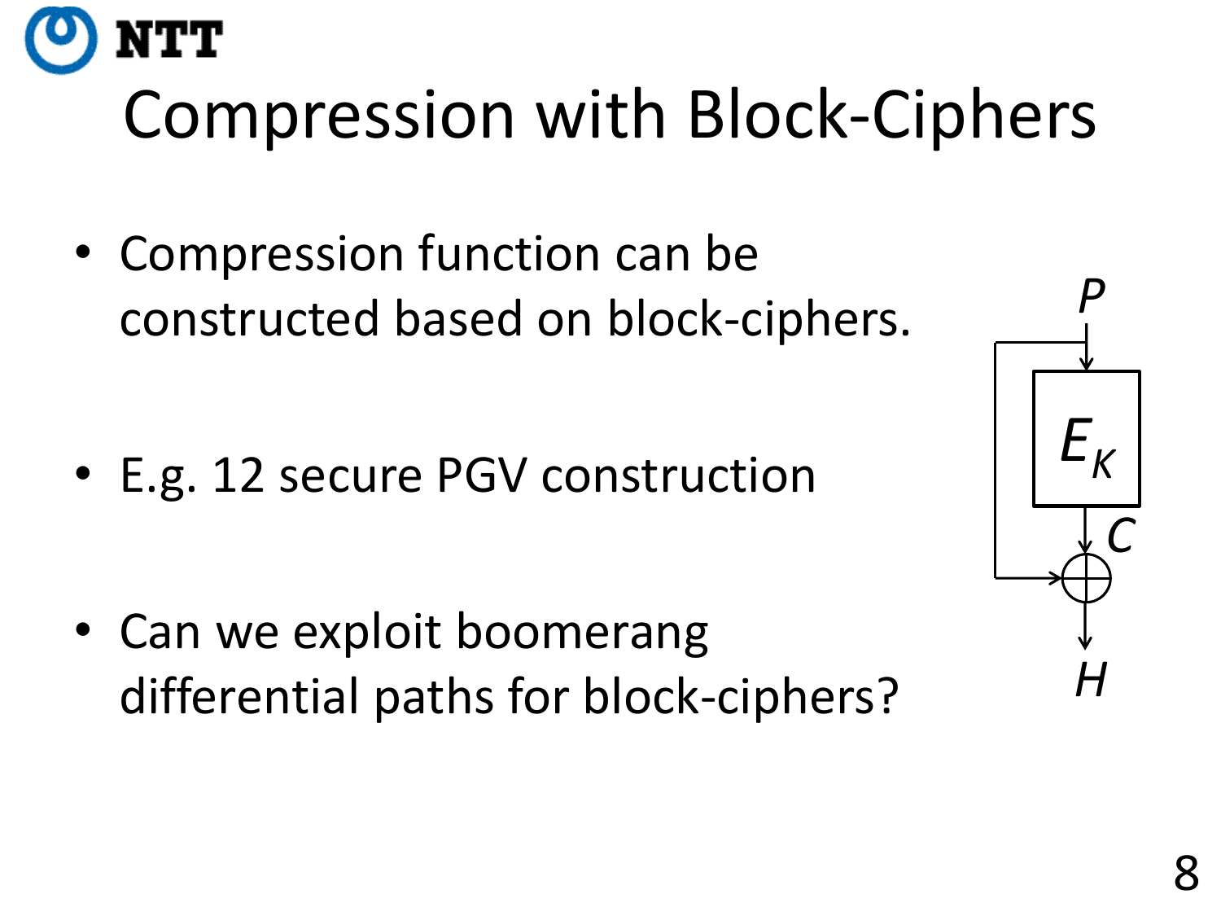# Compression with Block-Ciphers

- Compression function can be constructed based on block-ciphers.
- E.g. 12 secure PGV construction
- Can we exploit boomerang differential paths for block-ciphers?

$P$

$E_K$

$C$

$H$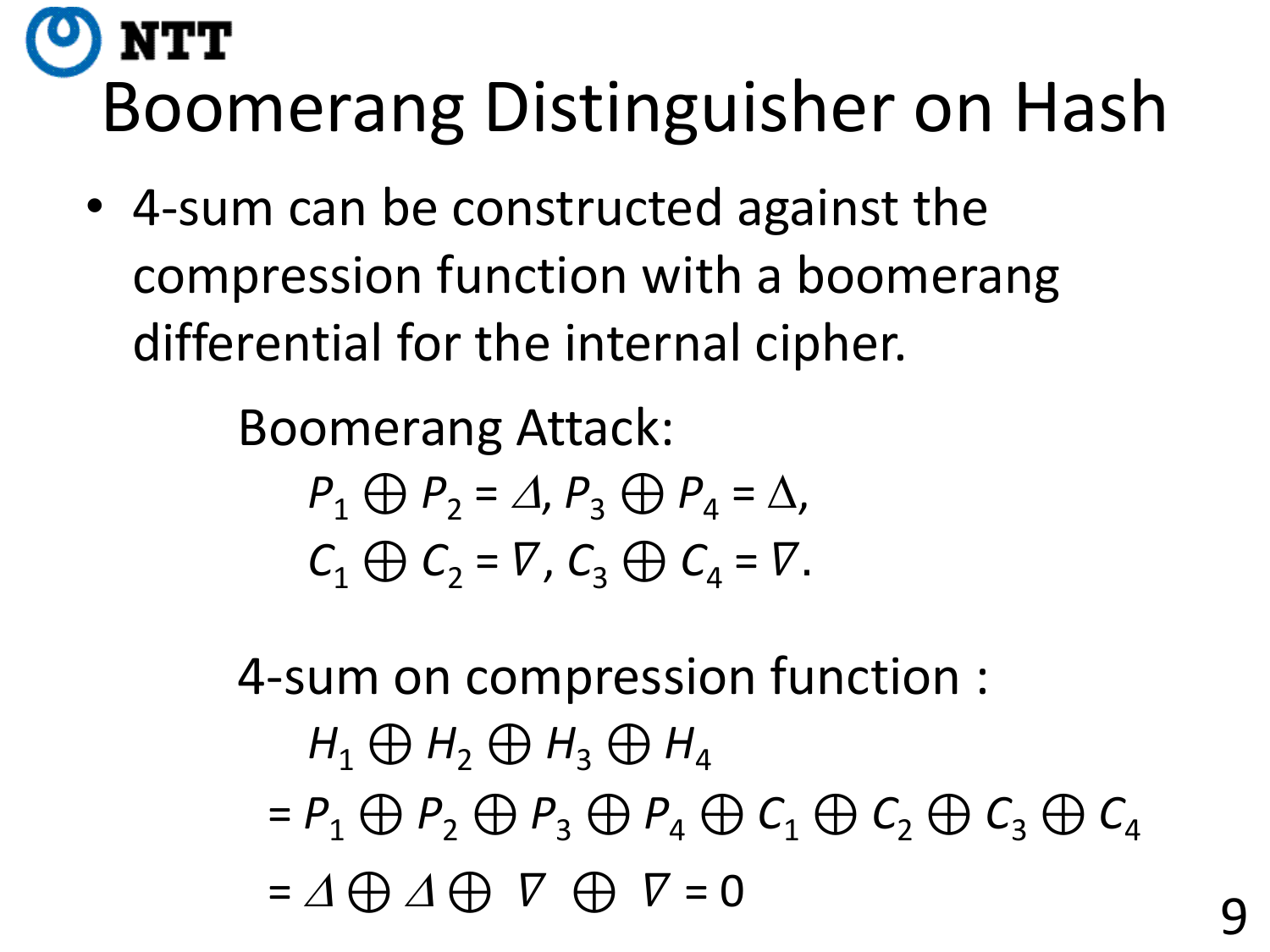# Boomerang Distinguisher on Hash

- 4-sum can be constructed against the compression function with a boomerang differential for the internal cipher.

Boomerang Attack:

$$P_1 \oplus P_2 = \Delta,\ P_3 \oplus P_4 = \Delta,$$
$$C_1 \oplus C_2 = \nabla,\ C_3 \oplus C_4 = \nabla.$$

4-sum on compression function :

$$\begin{aligned}
& H_1 \oplus H_2 \oplus H_3 \oplus H_4 \\
&= P_1 \oplus P_2 \oplus P_3 \oplus P_4 \oplus C_1 \oplus C_2 \oplus C_3 \oplus C_4 \\
&= \Delta \oplus \Delta \oplus \nabla \oplus \nabla = 0
\end{aligned}$$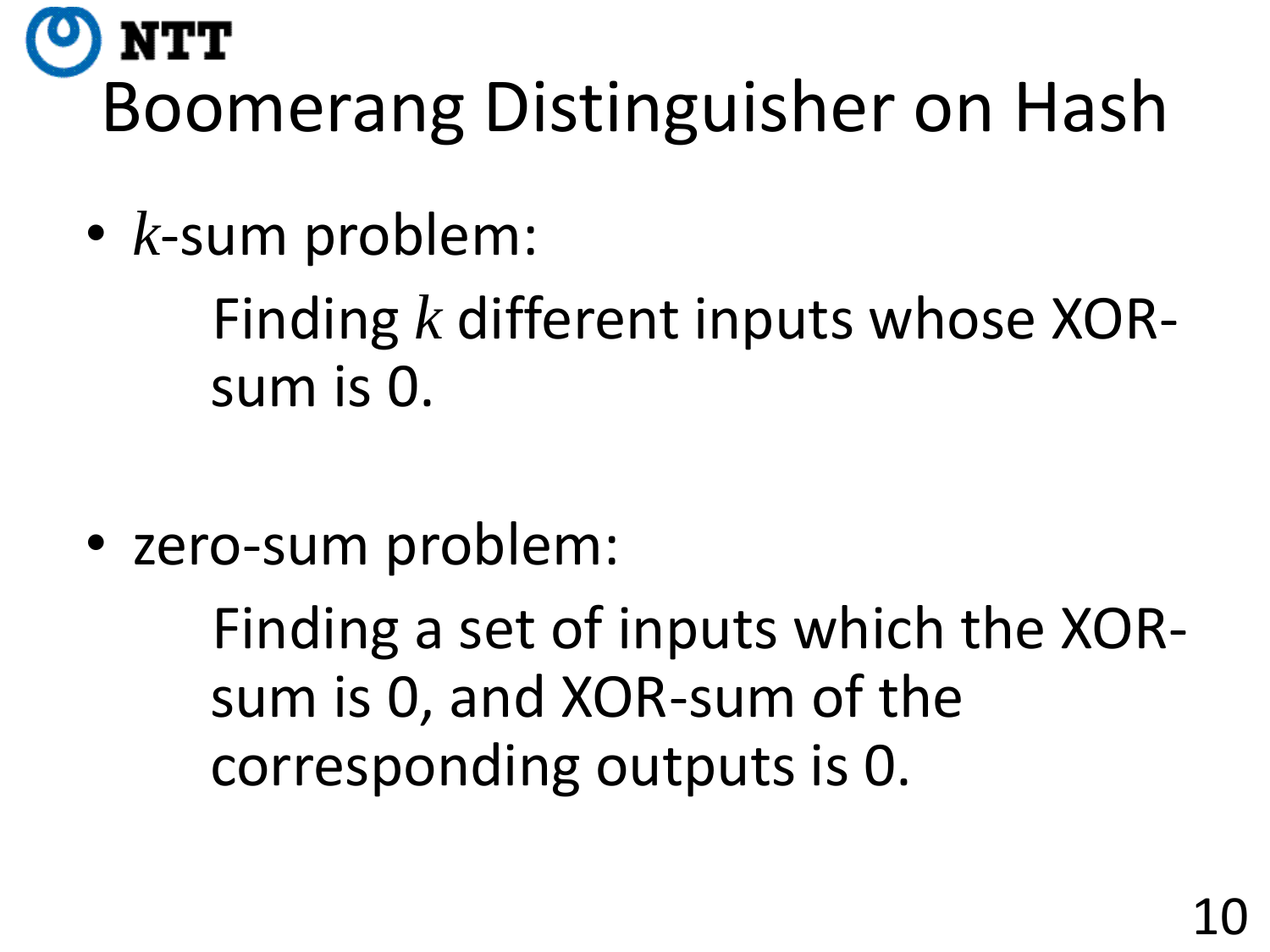# Boomerang Distinguisher on Hash

- $k$-sum problem:

  Finding $k$ different inputs whose XOR-sum is 0.

- zero-sum problem:

  Finding a set of inputs which the XOR-sum is 0, and XOR-sum of the corresponding outputs is 0.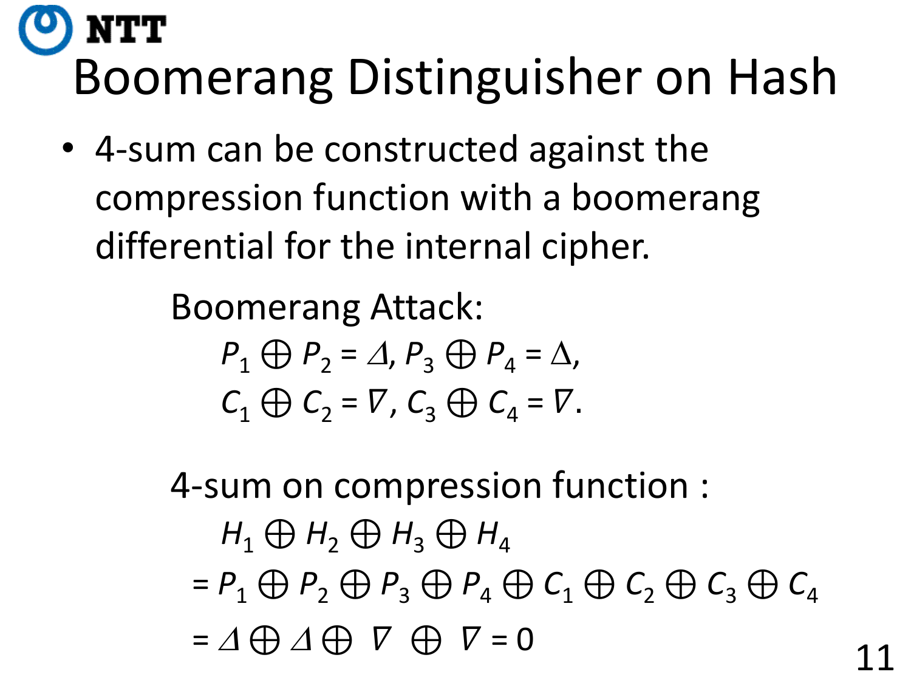# Boomerang Distinguisher on Hash

- 4-sum can be constructed against the compression function with a boomerang differential for the internal cipher.

Boomerang Attack:

$$P_1 \oplus P_2 = \Delta,\ P_3 \oplus P_4 = \Delta,$$

$$C_1 \oplus C_2 = \nabla,\ C_3 \oplus C_4 = \nabla.$$

4-sum on compression function :

$$\begin{aligned} & H_1 \oplus H_2 \oplus H_3 \oplus H_4 \\ &= P_1 \oplus P_2 \oplus P_3 \oplus P_4 \oplus C_1 \oplus C_2 \oplus C_3 \oplus C_4 \\ &= \Delta \oplus \Delta \oplus \nabla \oplus \nabla = 0 \end{aligned}$$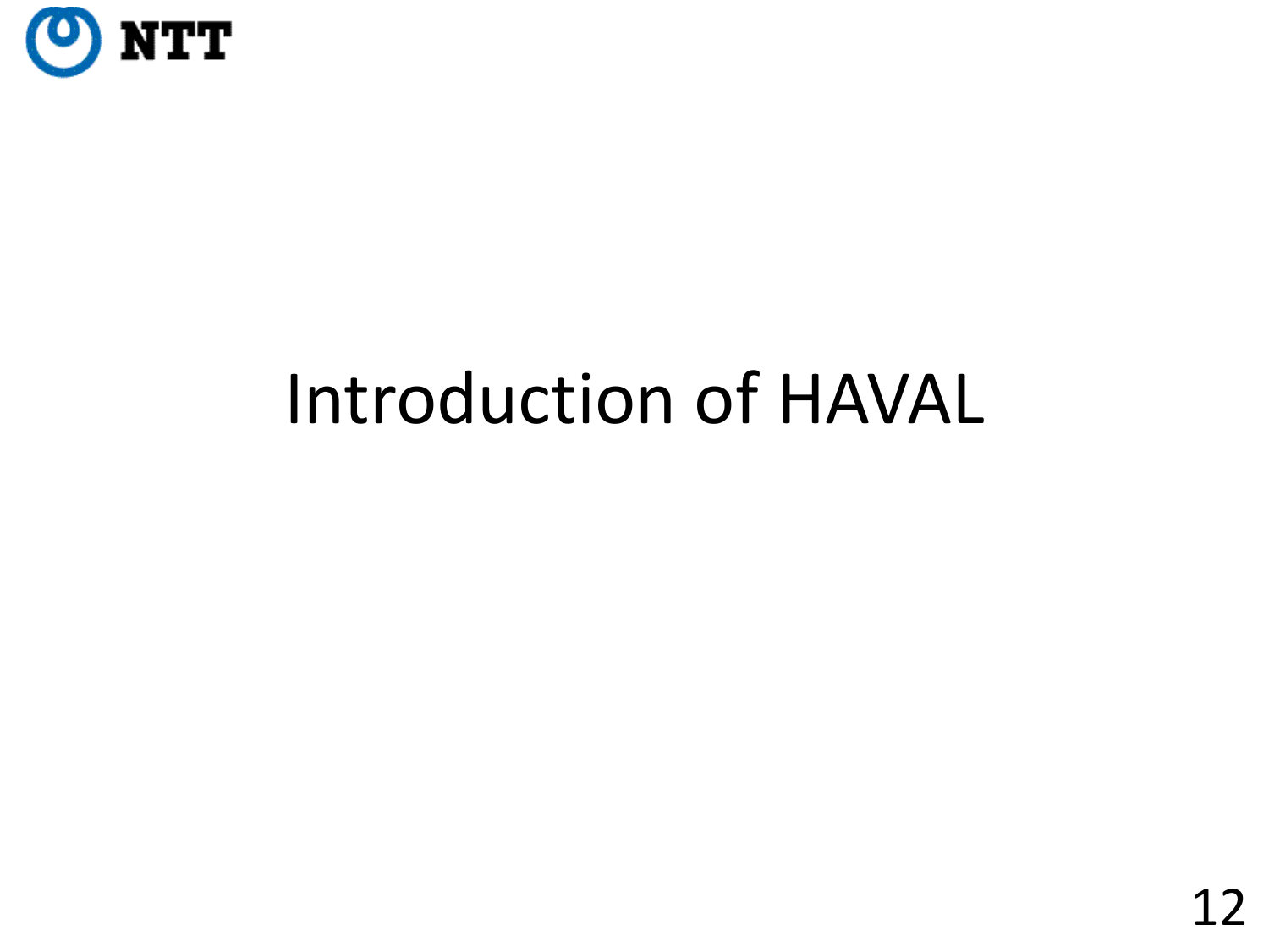# Introduction of HAVAL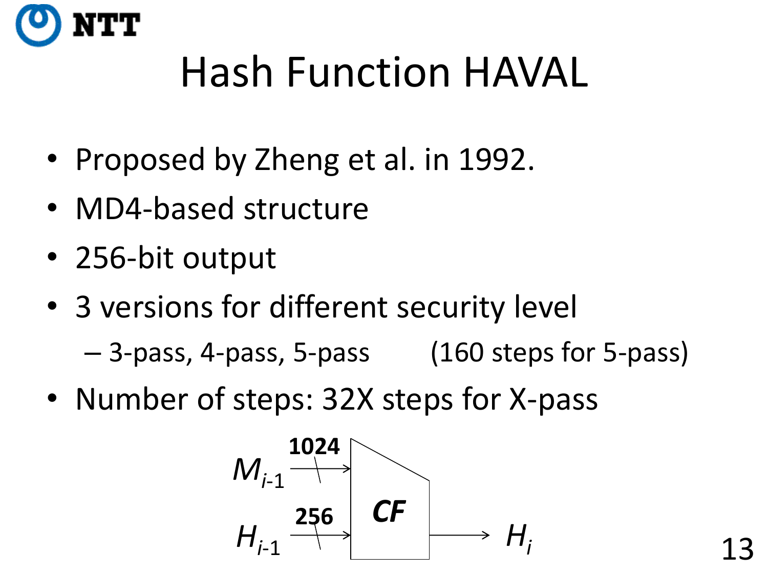# Hash Function HAVAL

- Proposed by Zheng et al. in 1992.
- MD4-based structure
- 256-bit output
- 3 versions for different security level
  - 3-pass, 4-pass, 5-pass (160 steps for 5-pass)
- Number of steps: 32X steps for X-pass

$M_{i-1}$ (1024) → CF
$H_{i-1}$ (256) → CF → $H_i$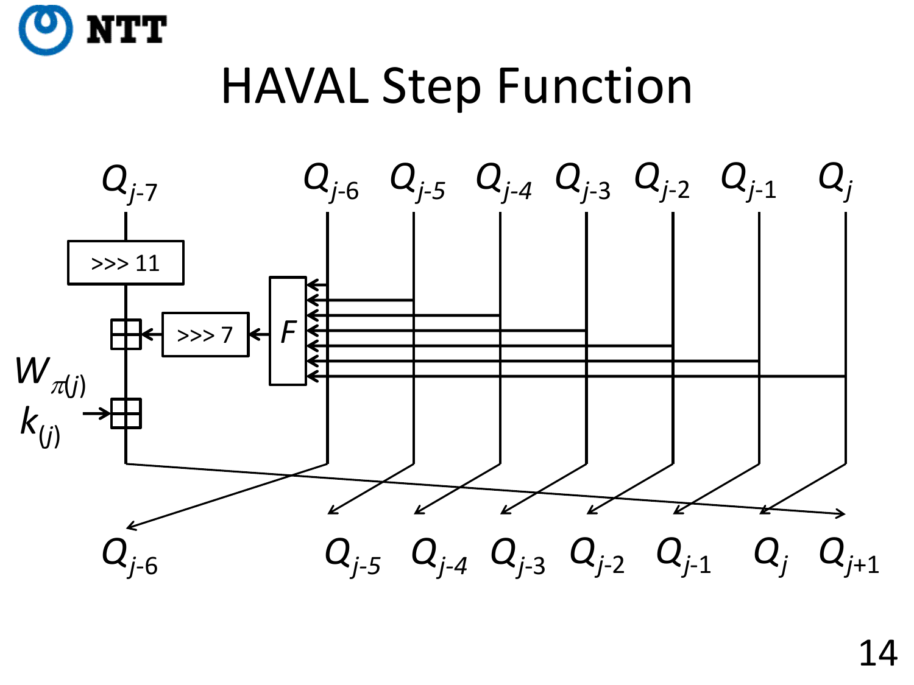# HAVAL Step Function

$Q_{j-7}$ $Q_{j-6}$ $Q_{j-5}$ $Q_{j-4}$ $Q_{j-3}$ $Q_{j-2}$ $Q_{j-1}$ $Q_j$

>>> 11

>>> 7

$F$

$W_{\pi(j)}$

$k_{(j)}$

$Q_{j-6}$ $Q_{j-5}$ $Q_{j-4}$ $Q_{j-3}$ $Q_{j-2}$ $Q_{j-1}$ $Q_j$ $Q_{j+1}$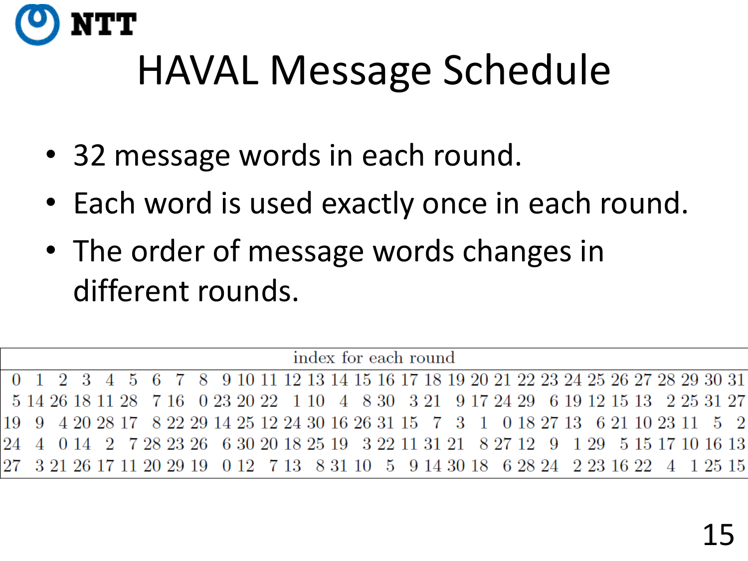# HAVAL Message Schedule

- 32 message words in each round.
- Each word is used exactly once in each round.
- The order of message words changes in different rounds.

| index for each round | | | | | | | | | | | | | | | | | | | | | | | | | | | | | | | |
|---|---|---|---|---|---|---|---|---|---|---|---|---|---|---|---|---|---|---|---|---|---|---|---|---|---|---|---|---|---|---|---|
| 0 | 1 | 2 | 3 | 4 | 5 | 6 | 7 | 8 | 9 | 10 | 11 | 12 | 13 | 14 | 15 | 16 | 17 | 18 | 19 | 20 | 21 | 22 | 23 | 24 | 25 | 26 | 27 | 28 | 29 | 30 | 31 |
| 5 | 14 | 26 | 18 | 11 | 28 | 7 | 16 | 0 | 23 | 20 | 22 | 1 | 10 | 4 | 8 | 30 | 3 | 21 | 9 | 17 | 24 | 29 | 6 | 19 | 12 | 15 | 13 | 2 | 25 | 31 | 27 |
| 19 | 9 | 4 | 20 | 28 | 17 | 8 | 22 | 29 | 14 | 25 | 12 | 24 | 30 | 16 | 26 | 31 | 15 | 7 | 3 | 1 | 0 | 18 | 27 | 13 | 6 | 21 | 10 | 23 | 11 | 5 | 2 |
| 24 | 4 | 0 | 14 | 2 | 7 | 28 | 23 | 26 | 6 | 30 | 20 | 18 | 25 | 19 | 3 | 22 | 11 | 31 | 21 | 8 | 27 | 12 | 9 | 1 | 29 | 5 | 15 | 17 | 10 | 16 | 13 |
| 27 | 3 | 21 | 26 | 17 | 11 | 20 | 29 | 19 | 0 | 12 | 7 | 13 | 8 | 31 | 10 | 5 | 9 | 14 | 30 | 18 | 6 | 28 | 24 | 2 | 23 | 16 | 22 | 4 | 1 | 25 | 15 |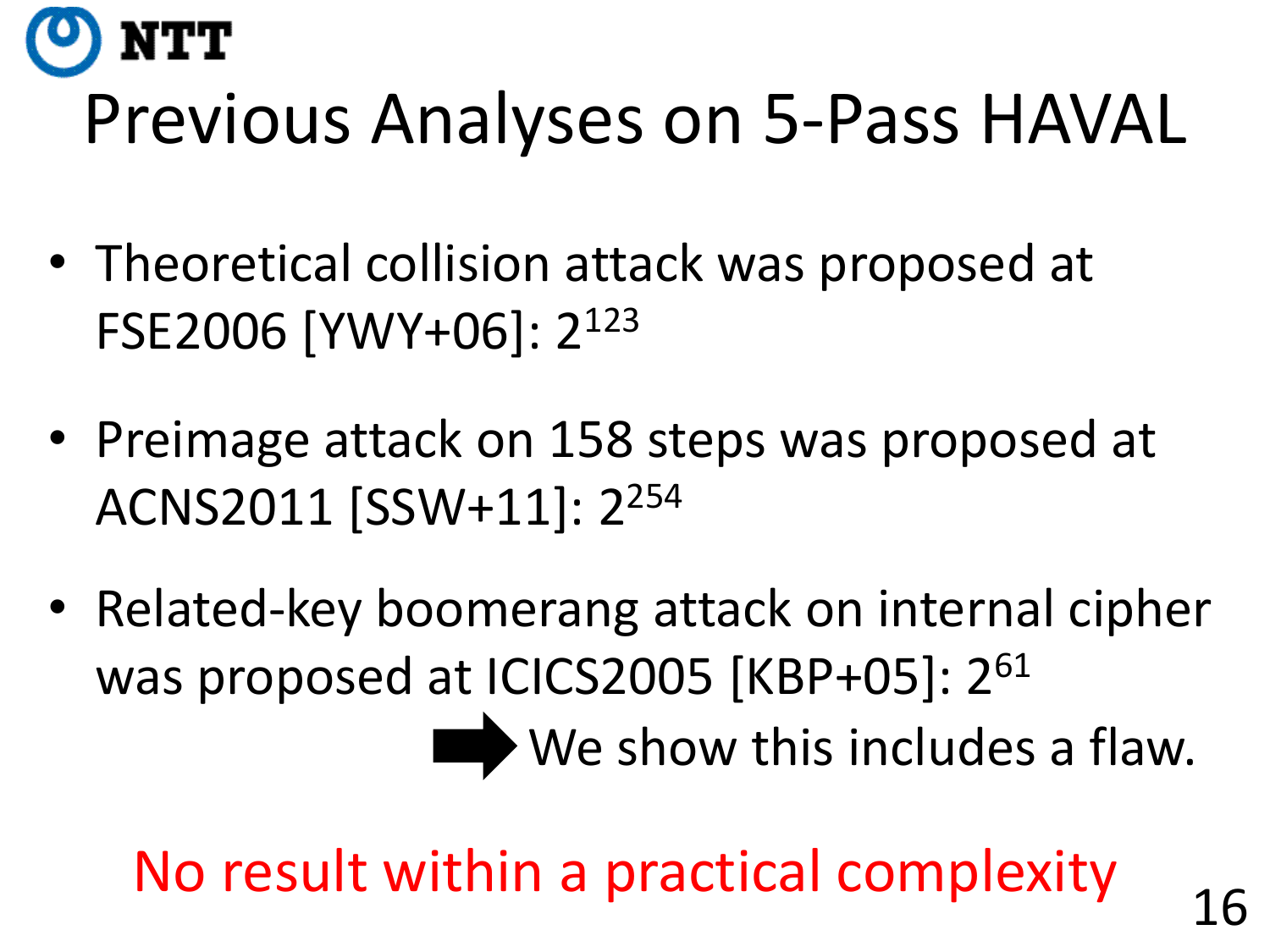# Previous Analyses on 5-Pass HAVAL

- Theoretical collision attack was proposed at FSE2006 [YWY+06]: $2^{123}$
- Preimage attack on 158 steps was proposed at ACNS2011 [SSW+11]: $2^{254}$
- Related-key boomerang attack on internal cipher was proposed at ICICS2005 [KBP+05]: $2^{61}$

  ➡ We show this includes a flaw.

No result within a practical complexity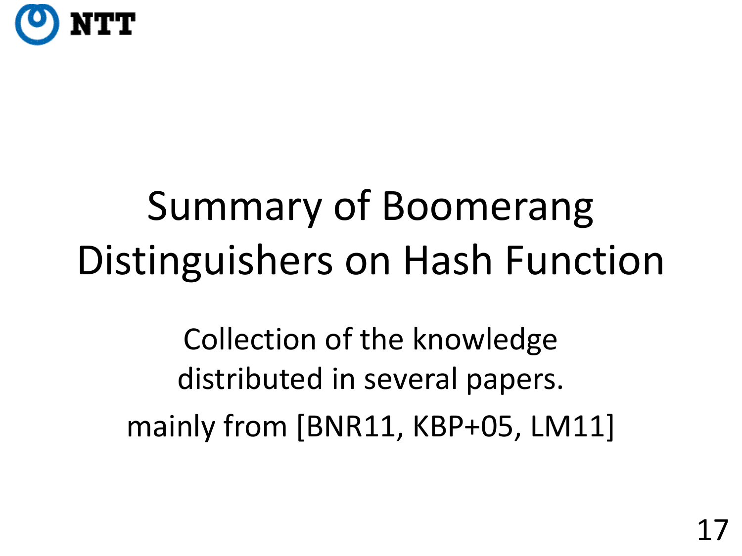# Summary of Boomerang Distinguishers on Hash Function

Collection of the knowledge distributed in several papers.

mainly from [BNR11, KBP+05, LM11]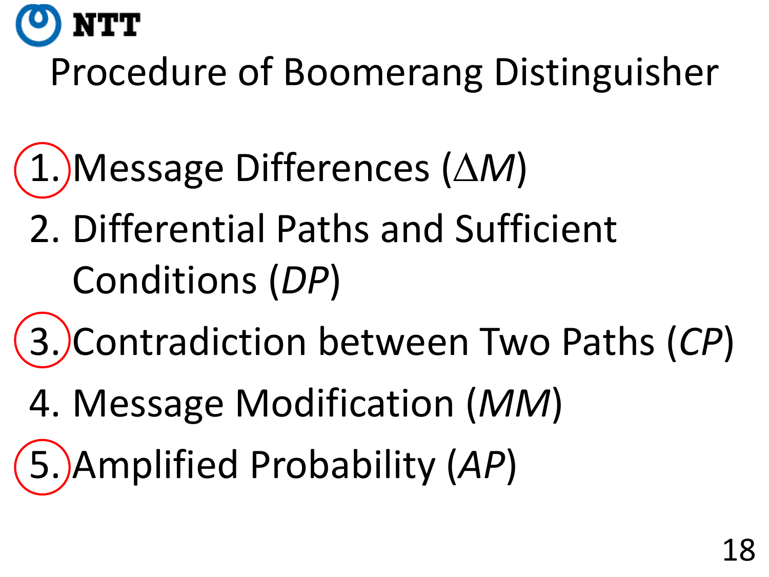# Procedure of Boomerang Distinguisher

1. Message Differences ($\Delta M$)
2. Differential Paths and Sufficient Conditions (*DP*)
3. Contradiction between Two Paths (*CP*)
4. Message Modification (*MM*)
5. Amplified Probability (*AP*)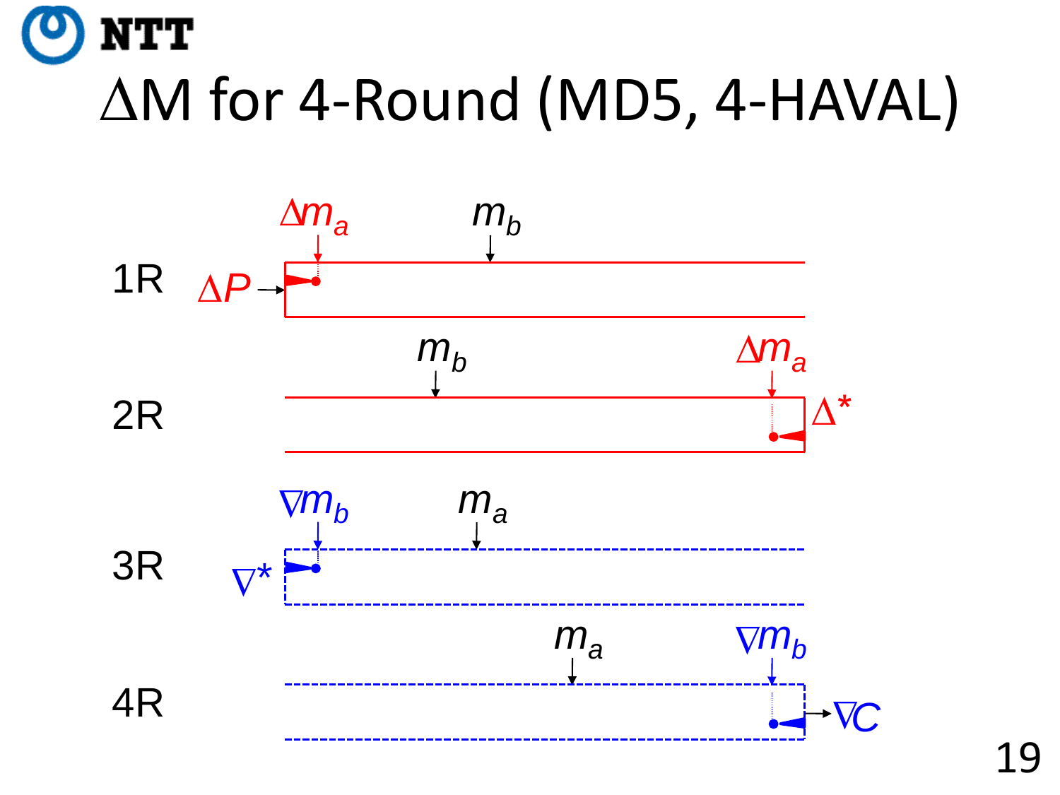# $\Delta M$ for 4-Round (MD5, 4-HAVAL)

1R: $\Delta P \rightarrow$ $\Delta m_a$, $m_b$

2R: $m_b$, $\Delta m_a$, $\Delta^*$

3R: $\nabla^*$, $\nabla m_b$, $m_a$

4R: $m_a$, $\nabla m_b$, $\rightarrow \nabla C$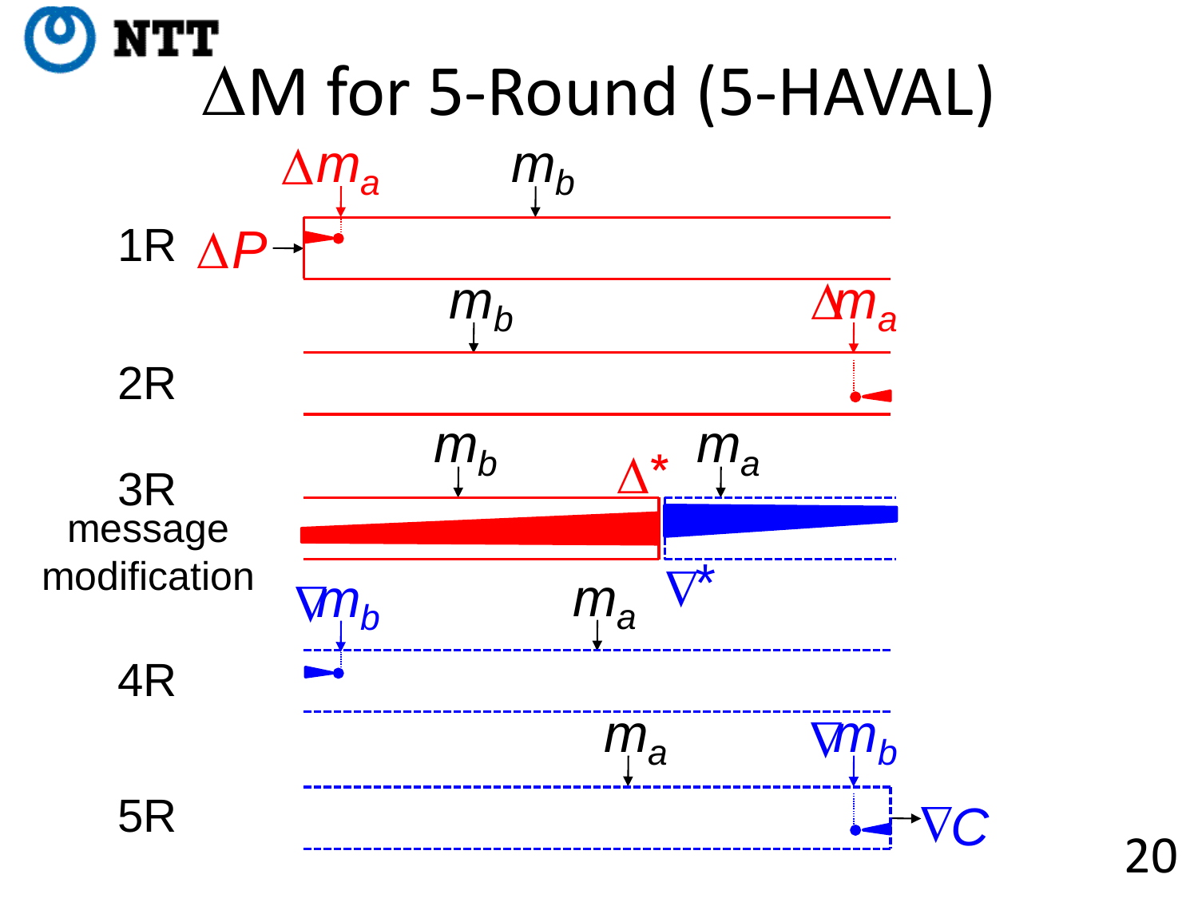# $\Delta$M for 5-Round (5-HAVAL)

1R $\Delta P$ $\Delta m_a$ $m_b$

2R $m_b$ $\Delta m_a$

3R message modification $m_b$ $\Delta^*$ $m_a$ $\nabla^*$

4R $\nabla m_b$ $m_a$

5R $m_a$ $\nabla m_b$ $\nabla C$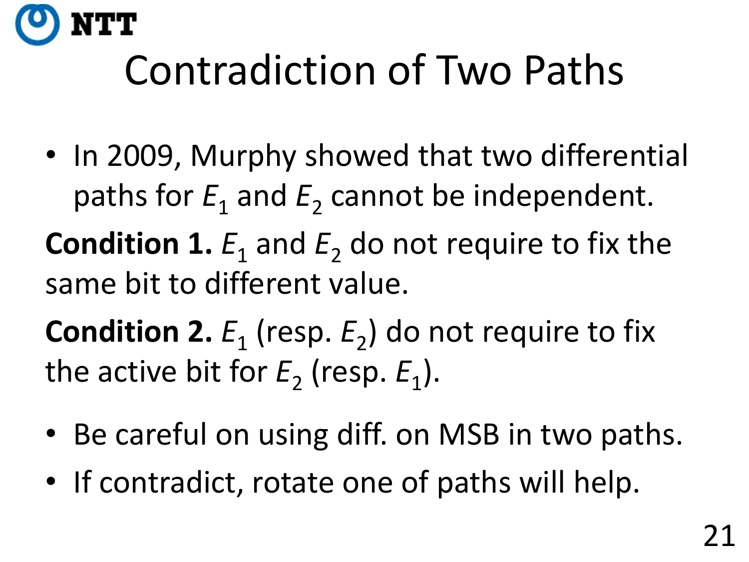# Contradiction of Two Paths

- In 2009, Murphy showed that two differential paths for $E_1$ and $E_2$ cannot be independent.

**Condition 1.** $E_1$ and $E_2$ do not require to fix the same bit to different value.

**Condition 2.** $E_1$ (resp. $E_2$) do not require to fix the active bit for $E_2$ (resp. $E_1$).

- Be careful on using diff. on MSB in two paths.
- If contradict, rotate one of paths will help.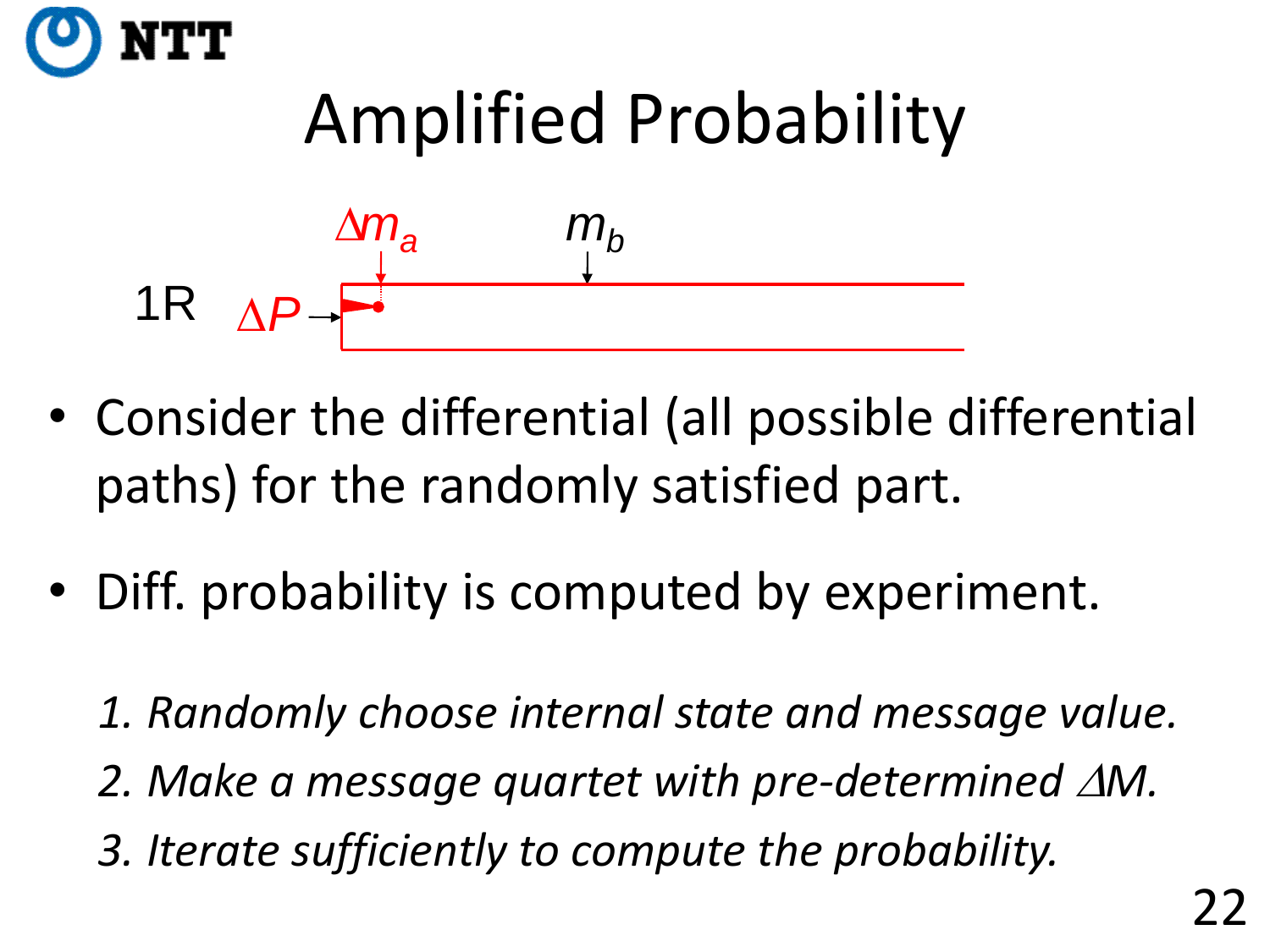# Amplified Probability

1R $\Delta P$ $\Delta m_a$ $m_b$

- Consider the differential (all possible differential paths) for the randomly satisfied part.
- Diff. probability is computed by experiment.

*1. Randomly choose internal state and message value.*

*2. Make a message quartet with pre-determined $\Delta M$.*

*3. Iterate sufficiently to compute the probability.*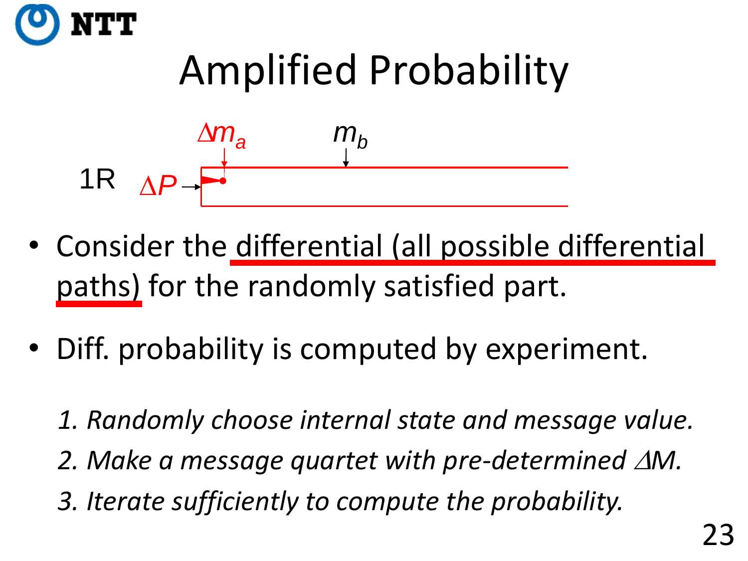# Amplified Probability

$\Delta m_a$ $m_b$

1R $\Delta P$

- Consider the differential (all possible differential paths) for the randomly satisfied part.

- Diff. probability is computed by experiment.

  *1. Randomly choose internal state and message value.*

  *2. Make a message quartet with pre-determined $\Delta M$.*

  *3. Iterate sufficiently to compute the probability.*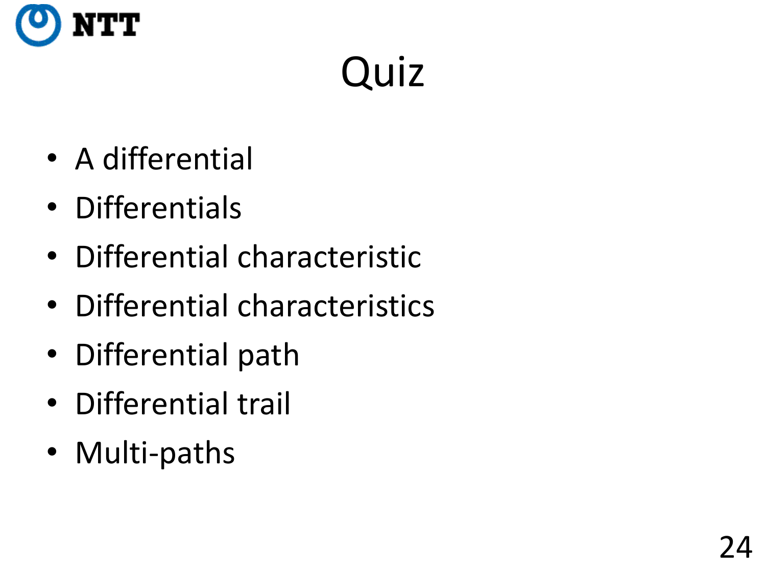# Quiz

- A differential
- Differentials
- Differential characteristic
- Differential characteristics
- Differential path
- Differential trail
- Multi-paths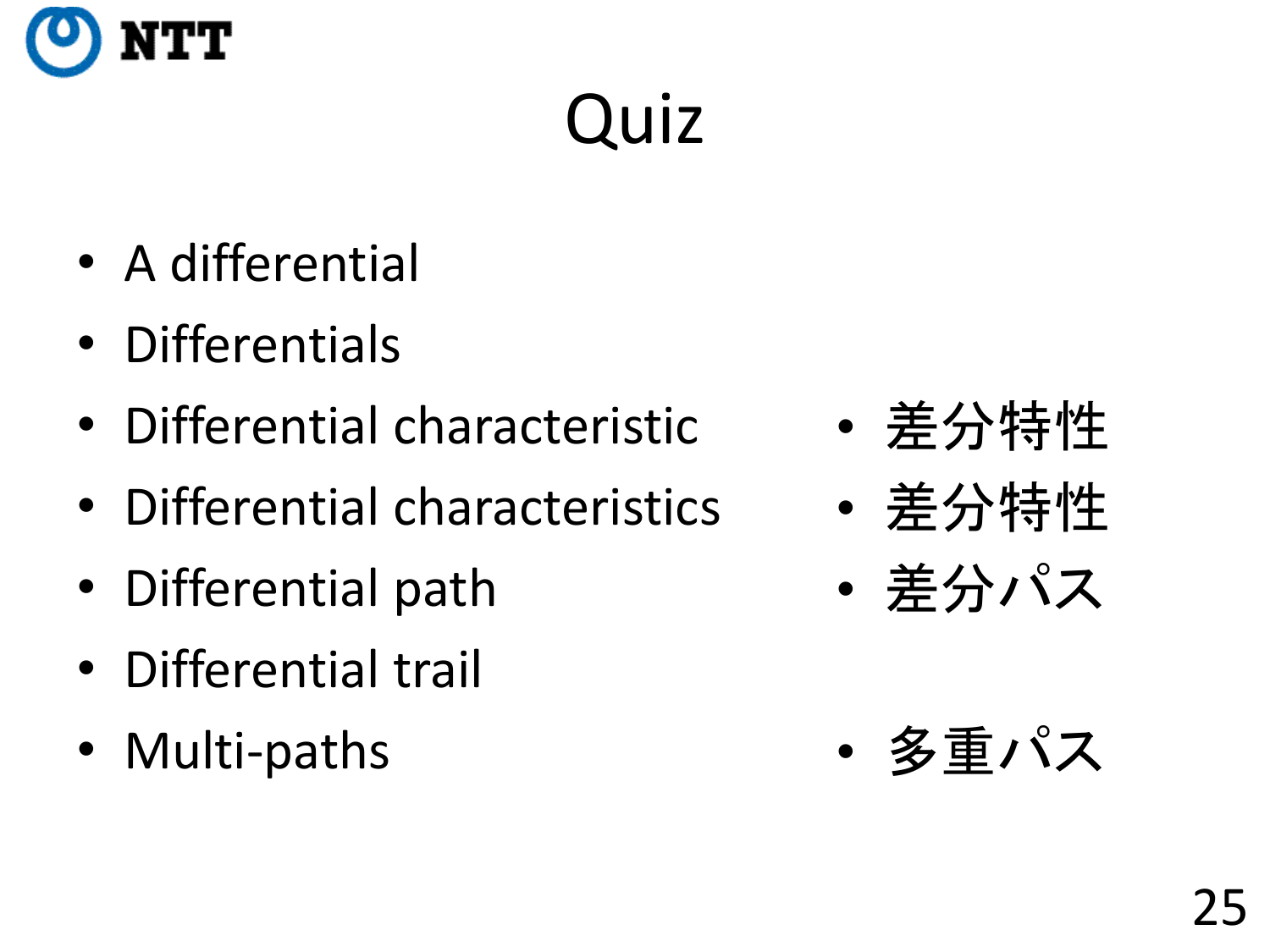# Quiz

| | |
|---|---|
| A differential | |
| Differentials | |
| Differential characteristic | 差分特性 |
| Differential characteristics | 差分特性 |
| Differential path | 差分パス |
| Differential trail | |
| Multi-paths | 多重パス |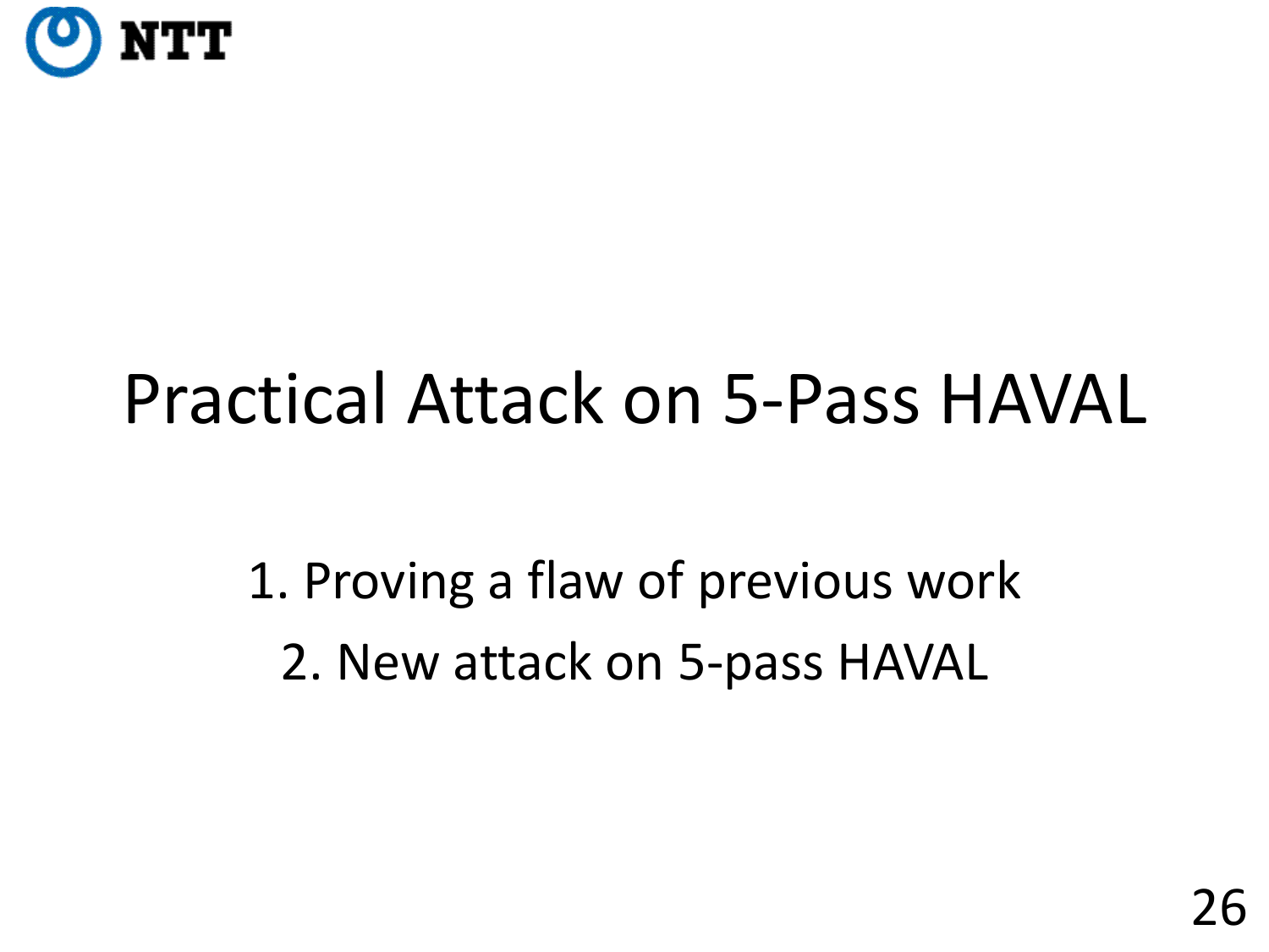# Practical Attack on 5-Pass HAVAL

1. Proving a flaw of previous work
2. New attack on 5-pass HAVAL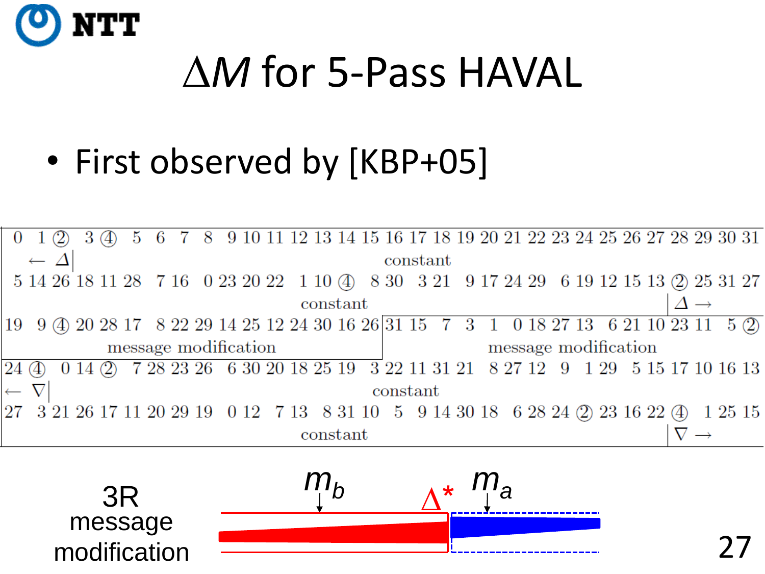# $\Delta M$ for 5-Pass HAVAL

- First observed by [KBP+05]

| | | | | | | | | | | | | | | | | | | | | | | | | | | | | | | | |
|---|---|---|---|---|---|---|---|---|---|---|---|---|---|---|---|---|---|---|---|---|---|---|---|---|---|---|---|---|---|---|---|
| 0 | 1 | ② | 3 | ④ | 5 | 6 | 7 | 8 | 9 | 10 | 11 | 12 | 13 | 14 | 15 | 16 | 17 | 18 | 19 | 20 | 21 | 22 | 23 | 24 | 25 | 26 | 27 | 28 | 29 | 30 | 31 |
| ← Δ | | | constant | | | | | | | | | | | | | | | | | | | | | | | | | | | | |
| 5 | 14 | 26 | 18 | 11 | 28 | 7 | 16 | 0 | 23 | 20 | 22 | 1 | 10 | ④ | 8 | 30 | 3 | 21 | 9 | 17 | 24 | 29 | 6 | 19 | 12 | 15 | 13 | ② | 25 | 31 | 27 |
| constant | | | | | | | | | | | | | | | | | | | | | | | | | | | | Δ → | | | |
| 19 | 9 | ④ | 20 | 28 | 17 | 8 | 22 | 29 | 14 | 25 | 12 | 24 | 30 | 16 | 26 | 31 | 15 | 7 | 3 | 1 | 0 | 18 | 27 | 13 | 6 | 21 | 10 | 23 | 11 | 5 | ② |
| message modification | | | | | | | | | | | | | | | | message modification | | | | | | | | | | | | | | | |
| 24 | ④ | 0 | 14 | ② | 7 | 28 | 23 | 26 | 6 | 30 | 20 | 18 | 25 | 19 | 3 | 22 | 11 | 31 | 21 | 8 | 27 | 12 | 9 | 1 | 29 | 5 | 15 | 17 | 10 | 16 | 13 |
| ← ∇ | | constant | | | | | | | | | | | | | | | | | | | | | | | | | | | | | |
| 27 | 3 | 21 | 26 | 17 | 11 | 20 | 29 | 19 | 0 | 12 | 7 | 13 | 8 | 31 | 10 | 5 | 9 | 14 | 30 | 18 | 6 | 28 | 24 | ② | 23 | 16 | 22 | ④ | 1 | 25 | 15 |
| constant | | | | | | | | | | | | | | | | | | | | | | | | | | | | ∇ → | | | |

3R message modification

$m_b$ $\Delta^*$ $m_a$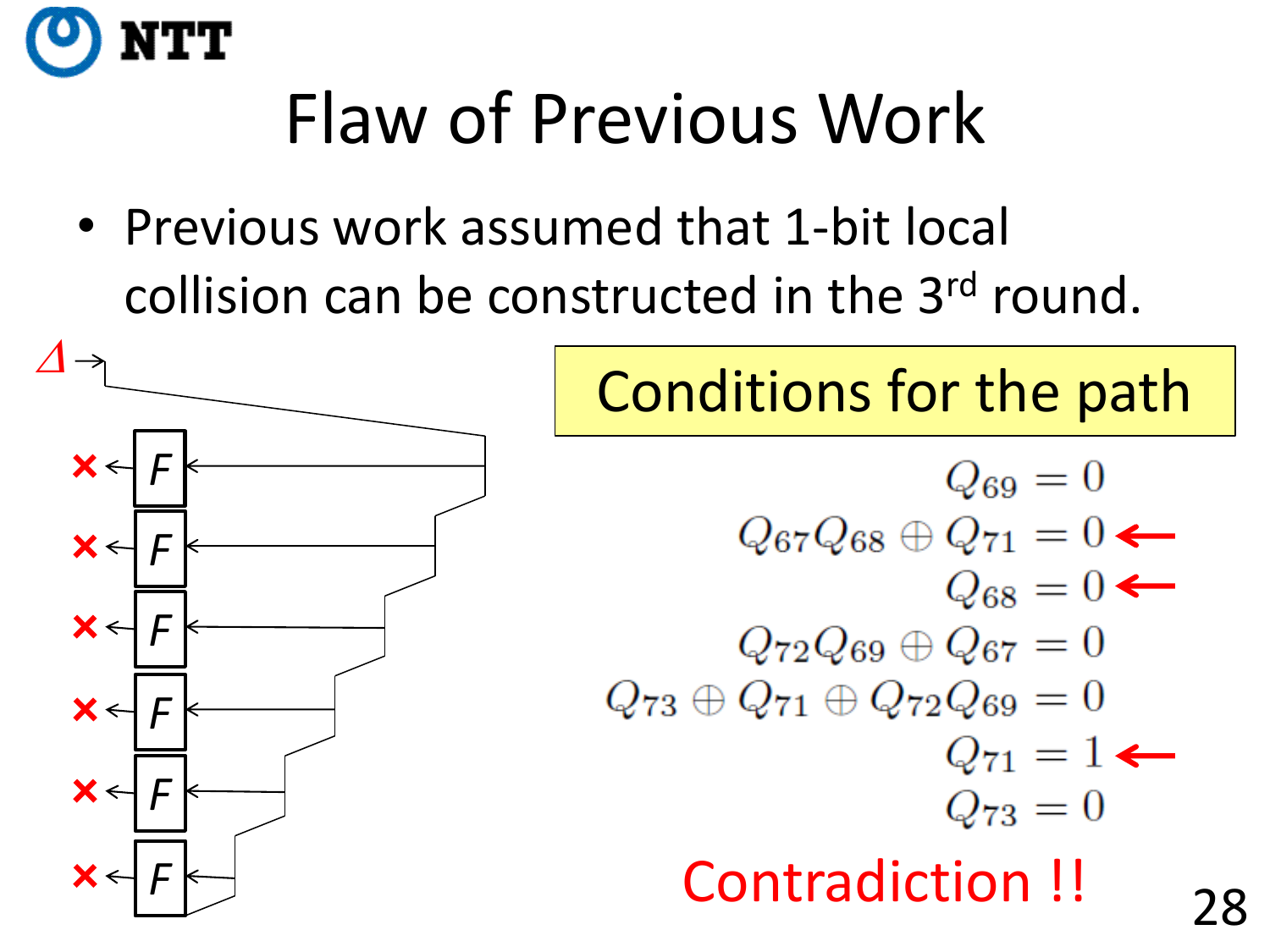# Flaw of Previous Work

- Previous work assumed that 1-bit local collision can be constructed in the 3rd round.

**Conditions for the path**

$$Q_{69} = 0$$

$$Q_{67}Q_{68} \oplus Q_{71} = 0 \leftarrow$$

$$Q_{68} = 0 \leftarrow$$

$$Q_{72}Q_{69} \oplus Q_{67} = 0$$

$$Q_{73} \oplus Q_{71} \oplus Q_{72}Q_{69} = 0$$

$$Q_{71} = 1 \leftarrow$$

$$Q_{73} = 0$$

Contradiction !!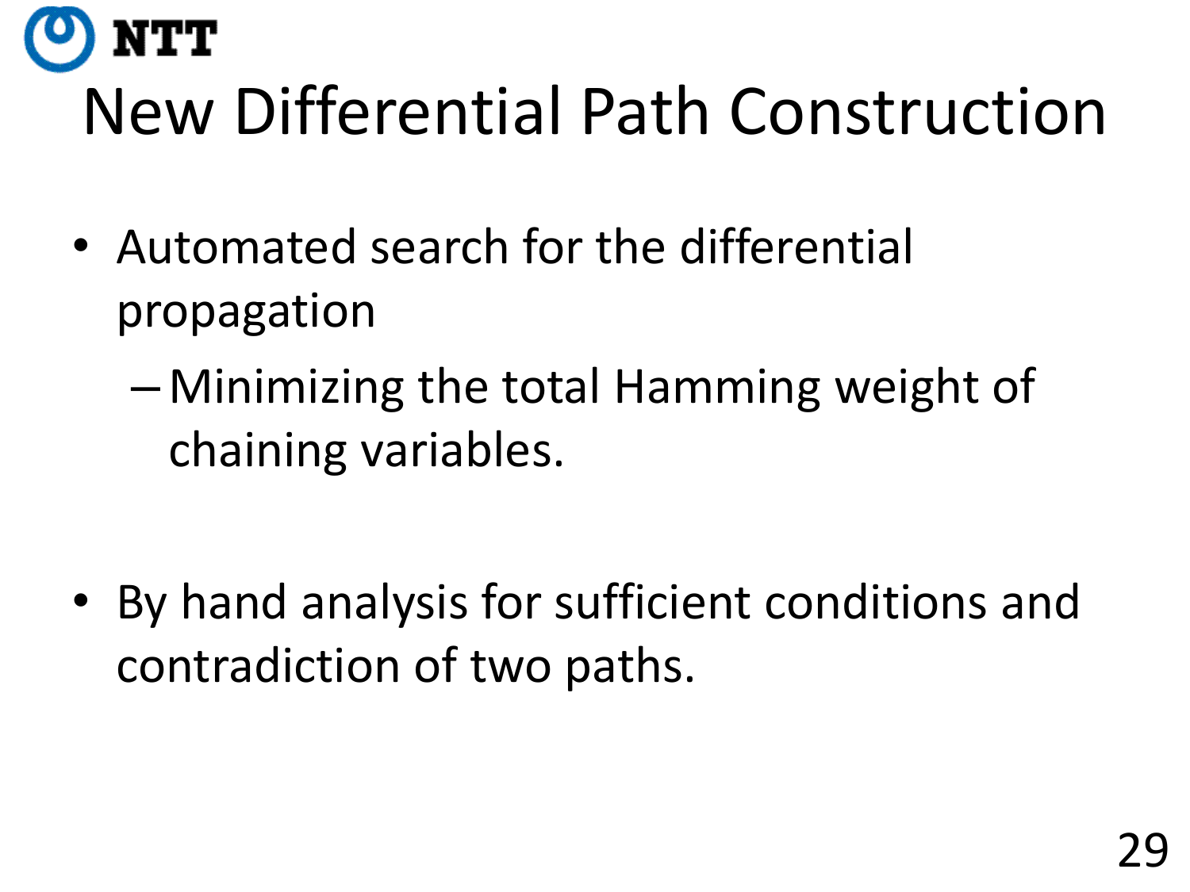# New Differential Path Construction

- Automated search for the differential propagation
  - Minimizing the total Hamming weight of chaining variables.
- By hand analysis for sufficient conditions and contradiction of two paths.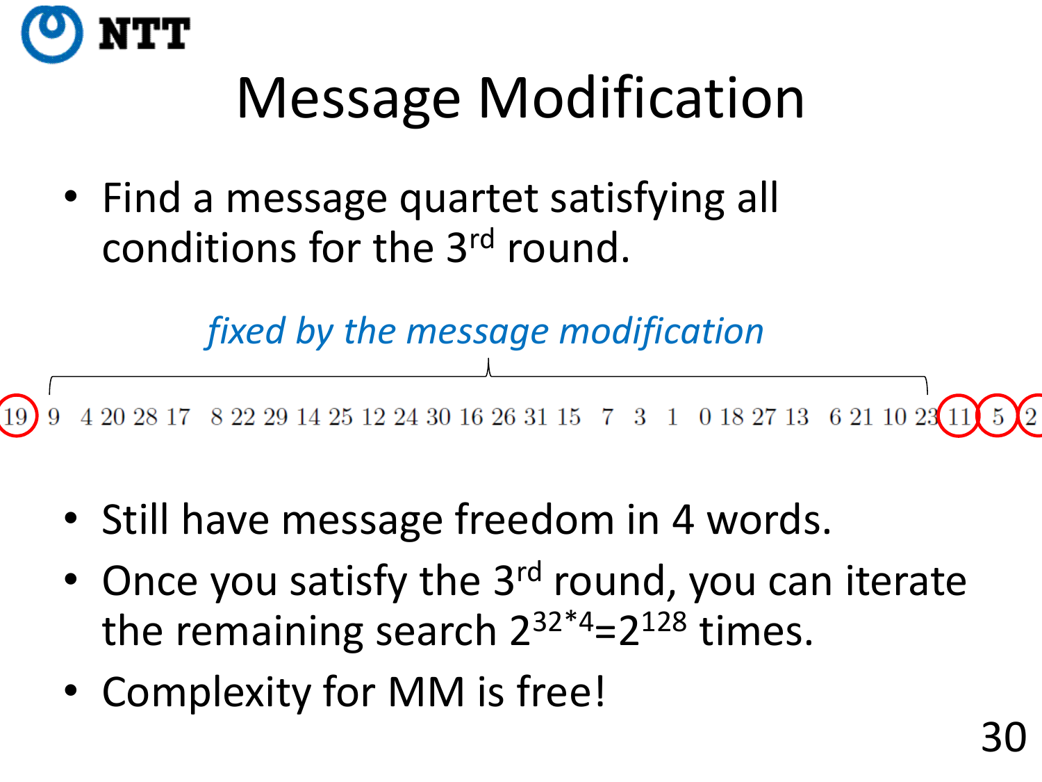# Message Modification

- Find a message quartet satisfying all conditions for the 3rd round.

*fixed by the message modification*

(19) 9 4 20 28 17 8 22 29 14 25 12 24 30 16 26 31 15 7 3 1 0 18 27 13 6 21 10 23 (11) (5) (2)

- Still have message freedom in 4 words.
- Once you satisfy the 3rd round, you can iterate the remaining search $2^{32*4}=2^{128}$ times.
- Complexity for MM is free!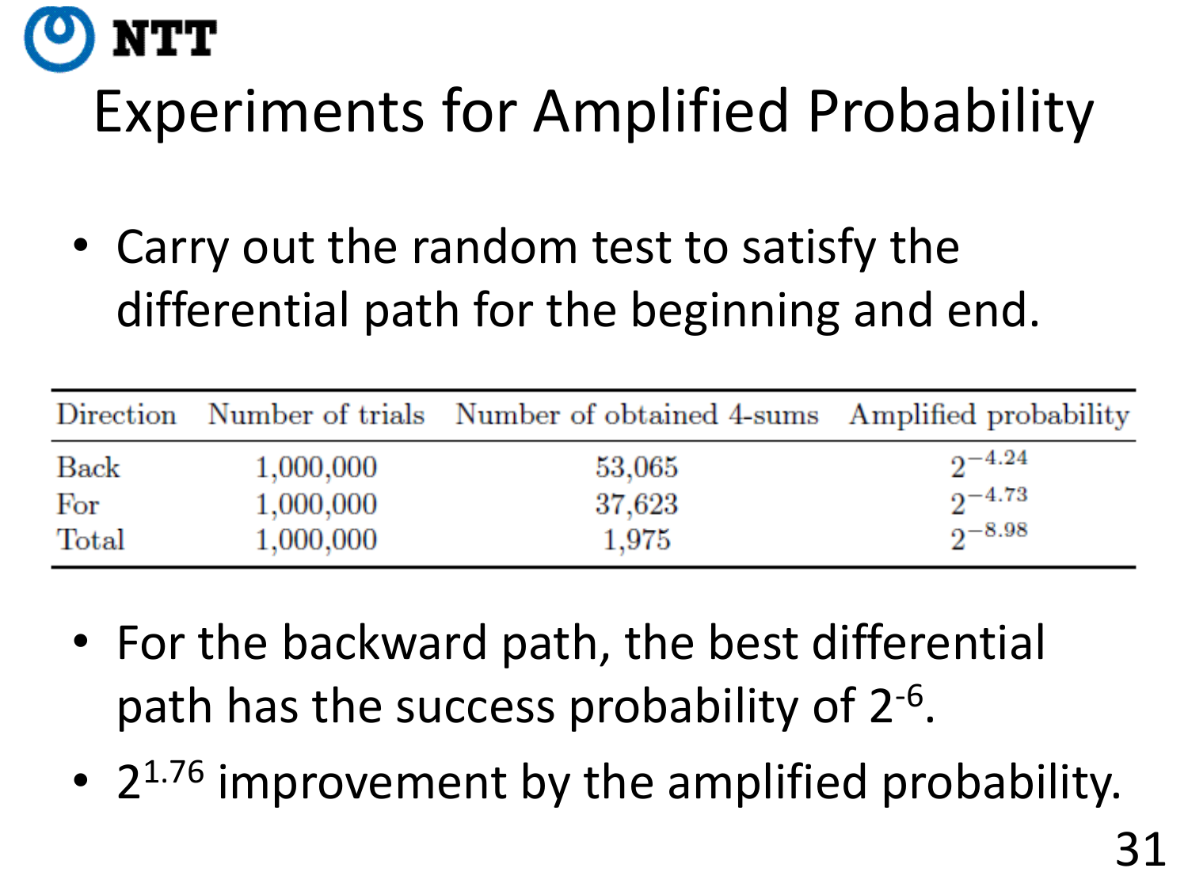# Experiments for Amplified Probability

- Carry out the random test to satisfy the differential path for the beginning and end.

| Direction | Number of trials | Number of obtained 4-sums | Amplified probability |
|---|---|---|---|
| Back | 1,000,000 | 53,065 | $2^{-4.24}$ |
| For | 1,000,000 | 37,623 | $2^{-4.73}$ |
| Total | 1,000,000 | 1,975 | $2^{-8.98}$ |

- For the backward path, the best differential path has the success probability of $2^{-6}$.
- $2^{1.76}$ improvement by the amplified probability.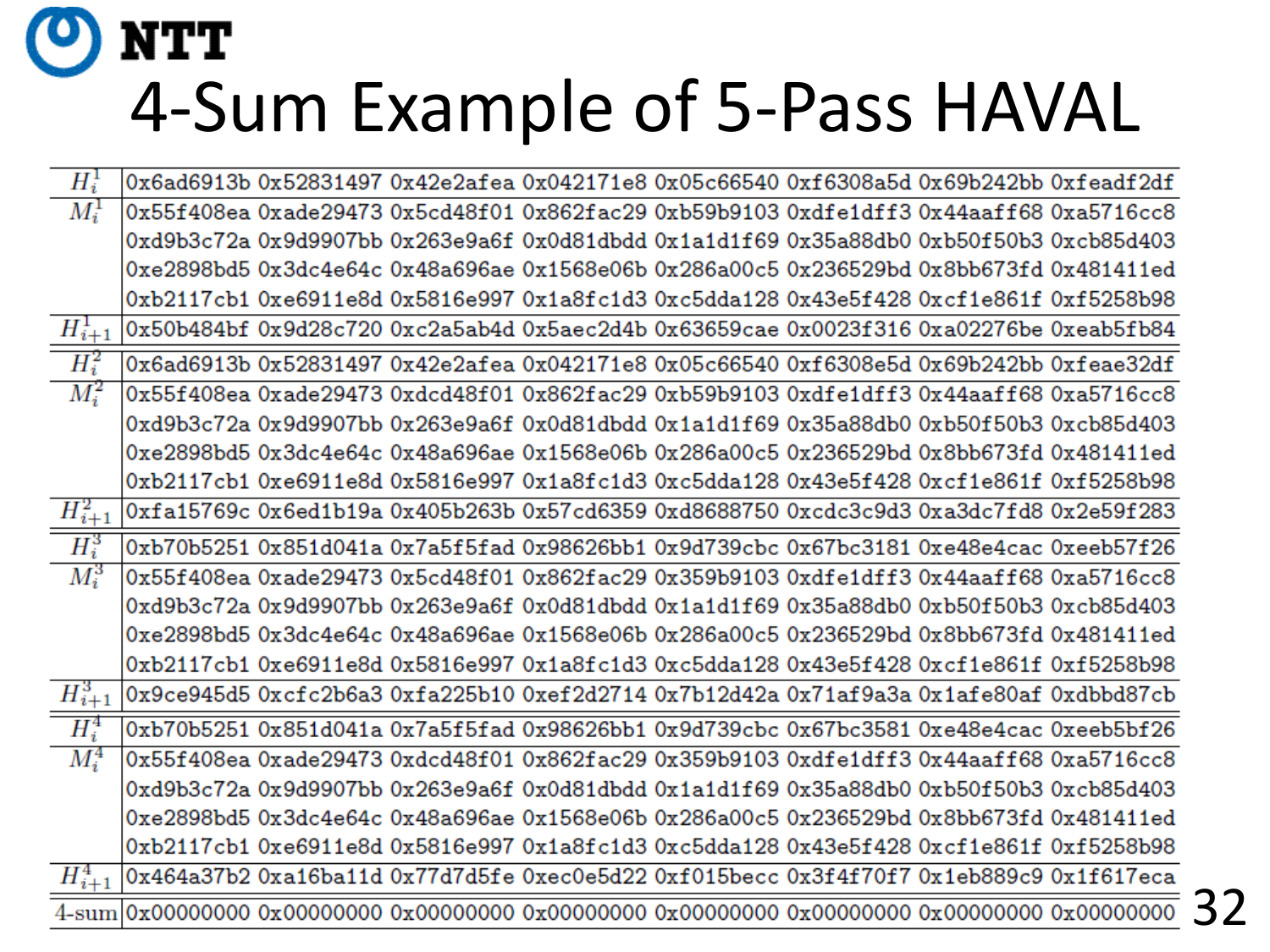# 4-Sum Example of 5-Pass HAVAL

| | | | | | | | | |
|---|---|---|---|---|---|---|---|---|
| $H_i^1$ | 0x6ad6913b | 0x52831497 | 0x42e2afea | 0x042171e8 | 0x05c66540 | 0xf6308a5d | 0x69b242bb | 0xfeadf2df |
| $M_i^1$ | 0x55f408ea | 0xade29473 | 0x5cd48f01 | 0x862fac29 | 0xb59b9103 | 0xdfe1dff3 | 0x44aaff68 | 0xa5716cc8 |
| | 0xd9b3c72a | 0x9d9907bb | 0x263e9a6f | 0x0d81dbdd | 0x1a1d1f69 | 0x35a88db0 | 0xb50f50b3 | 0xcb85d403 |
| | 0xe2898bd5 | 0x3dc4e64c | 0x48a696ae | 0x1568e06b | 0x286a00c5 | 0x236529bd | 0x8bb673fd | 0x481411ed |
| | 0xb2117cb1 | 0xe6911e8d | 0x5816e997 | 0x1a8fc1d3 | 0xc5dda128 | 0x43e5f428 | 0xcf1e861f | 0xf5258b98 |
| $H_{i+1}^1$ | 0x50b484bf | 0x9d28c720 | 0xc2a5ab4d | 0x5aec2d4b | 0x63659cae | 0x0023f316 | 0xa02276be | 0xeab5fb84 |
| $H_i^2$ | 0x6ad6913b | 0x52831497 | 0x42e2afea | 0x042171e8 | 0x05c66540 | 0xf6308e5d | 0x69b242bb | 0xfeae32df |
| $M_i^2$ | 0x55f408ea | 0xade29473 | 0xdcd48f01 | 0x862fac29 | 0xb59b9103 | 0xdfe1dff3 | 0x44aaff68 | 0xa5716cc8 |
| | 0xd9b3c72a | 0x9d9907bb | 0x263e9a6f | 0x0d81dbdd | 0x1a1d1f69 | 0x35a88db0 | 0xb50f50b3 | 0xcb85d403 |
| | 0xe2898bd5 | 0x3dc4e64c | 0x48a696ae | 0x1568e06b | 0x286a00c5 | 0x236529bd | 0x8bb673fd | 0x481411ed |
| | 0xb2117cb1 | 0xe6911e8d | 0x5816e997 | 0x1a8fc1d3 | 0xc5dda128 | 0x43e5f428 | 0xcf1e861f | 0xf5258b98 |
| $H_{i+1}^2$ | 0xfa15769c | 0x6ed1b19a | 0x405b263b | 0x57cd6359 | 0xd8688750 | 0xcdc3c9d3 | 0xa3dc7fd8 | 0x2e59f283 |
| $H_i^3$ | 0xb70b5251 | 0x851d041a | 0x7a5f5fad | 0x98626bb1 | 0x9d739cbc | 0x67bc3181 | 0xe48e4cac | 0xeeb57f26 |
| $M_i^3$ | 0x55f408ea | 0xade29473 | 0x5cd48f01 | 0x862fac29 | 0x359b9103 | 0xdfe1dff3 | 0x44aaff68 | 0xa5716cc8 |
| | 0xd9b3c72a | 0x9d9907bb | 0x263e9a6f | 0x0d81dbdd | 0x1a1d1f69 | 0x35a88db0 | 0xb50f50b3 | 0xcb85d403 |
| | 0xe2898bd5 | 0x3dc4e64c | 0x48a696ae | 0x1568e06b | 0x286a00c5 | 0x236529bd | 0x8bb673fd | 0x481411ed |
| | 0xb2117cb1 | 0xe6911e8d | 0x5816e997 | 0x1a8fc1d3 | 0xc5dda128 | 0x43e5f428 | 0xcf1e861f | 0xf5258b98 |
| $H_{i+1}^3$ | 0x9ce945d5 | 0xcfc2b6a3 | 0xfa225b10 | 0xef2d2714 | 0x7b12d42a | 0x71af9a3a | 0x1afe80af | 0xdbbd87cb |
| $H_i^4$ | 0xb70b5251 | 0x851d041a | 0x7a5f5fad | 0x98626bb1 | 0x9d739cbc | 0x67bc3581 | 0xe48e4cac | 0xeeb5bf26 |
| $M_i^4$ | 0x55f408ea | 0xade29473 | 0xdcd48f01 | 0x862fac29 | 0x359b9103 | 0xdfe1dff3 | 0x44aaff68 | 0xa5716cc8 |
| | 0xd9b3c72a | 0x9d9907bb | 0x263e9a6f | 0x0d81dbdd | 0x1a1d1f69 | 0x35a88db0 | 0xb50f50b3 | 0xcb85d403 |
| | 0xe2898bd5 | 0x3dc4e64c | 0x48a696ae | 0x1568e06b | 0x286a00c5 | 0x236529bd | 0x8bb673fd | 0x481411ed |
| | 0xb2117cb1 | 0xe6911e8d | 0x5816e997 | 0x1a8fc1d3 | 0xc5dda128 | 0x43e5f428 | 0xcf1e861f | 0xf5258b98 |
| $H_{i+1}^4$ | 0x464a37b2 | 0xa16ba11d | 0x77d7d5fe | 0xec0e5d22 | 0xf015becc | 0x3f4f70f7 | 0x1eb889c9 | 0x1f617eca |
| 4-sum | 0x00000000 | 0x00000000 | 0x00000000 | 0x00000000 | 0x00000000 | 0x00000000 | 0x00000000 | 0x00000000 |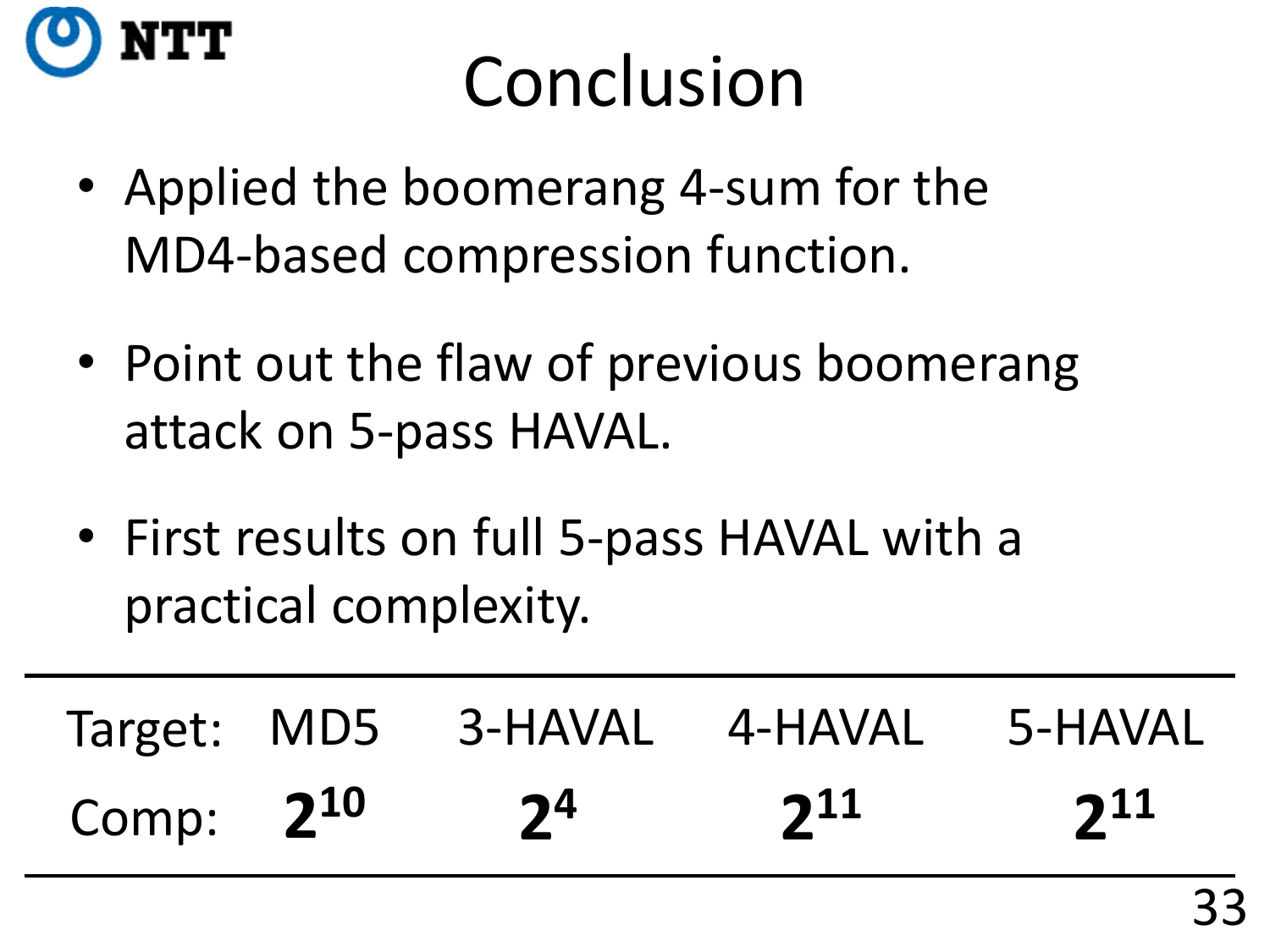# Conclusion

- Applied the boomerang 4-sum for the MD4-based compression function.
- Point out the flaw of previous boomerang attack on 5-pass HAVAL.
- First results on full 5-pass HAVAL with a practical complexity.

| Target: | MD5 | 3-HAVAL | 4-HAVAL | 5-HAVAL |
|---|---|---|---|---|
| Comp: | $2^{10}$ | $2^{4}$ | $2^{11}$ | $2^{11}$ |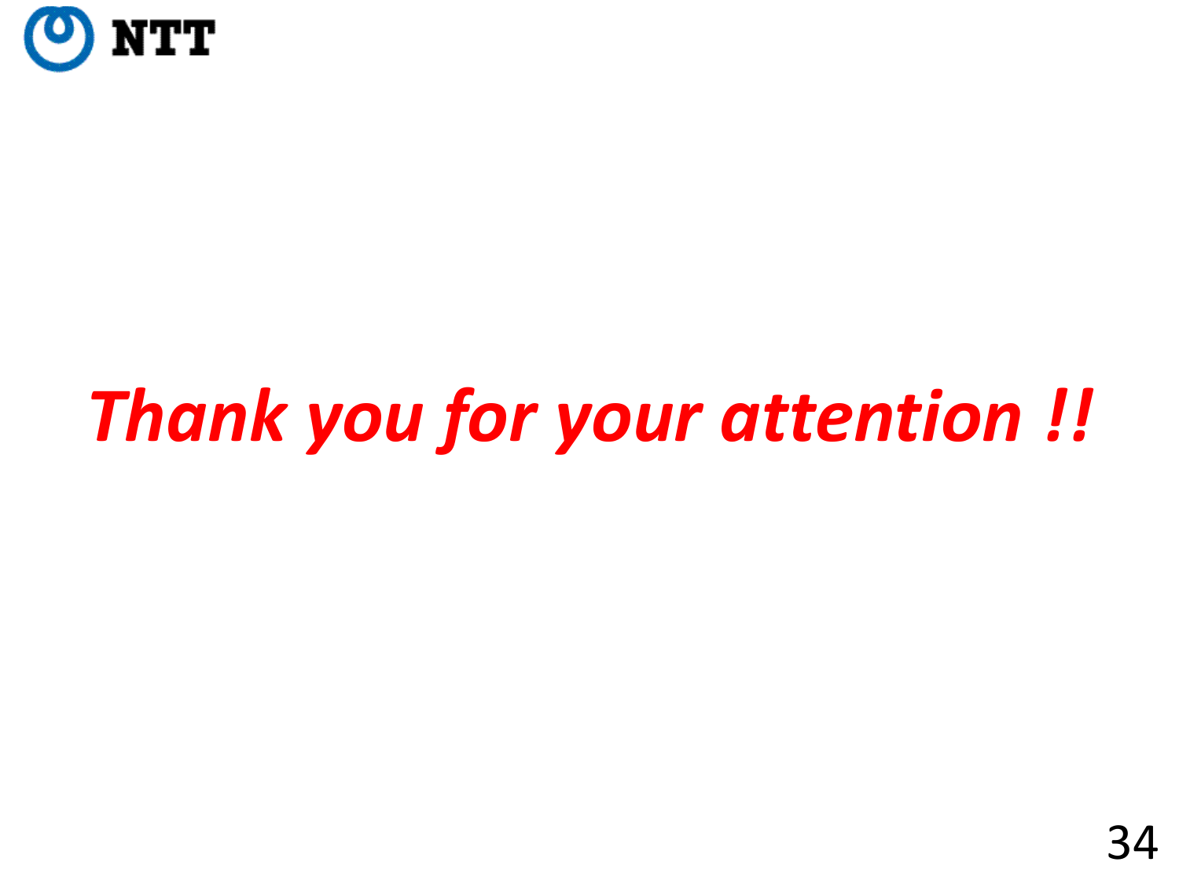NTT

***Thank you for your attention !!***